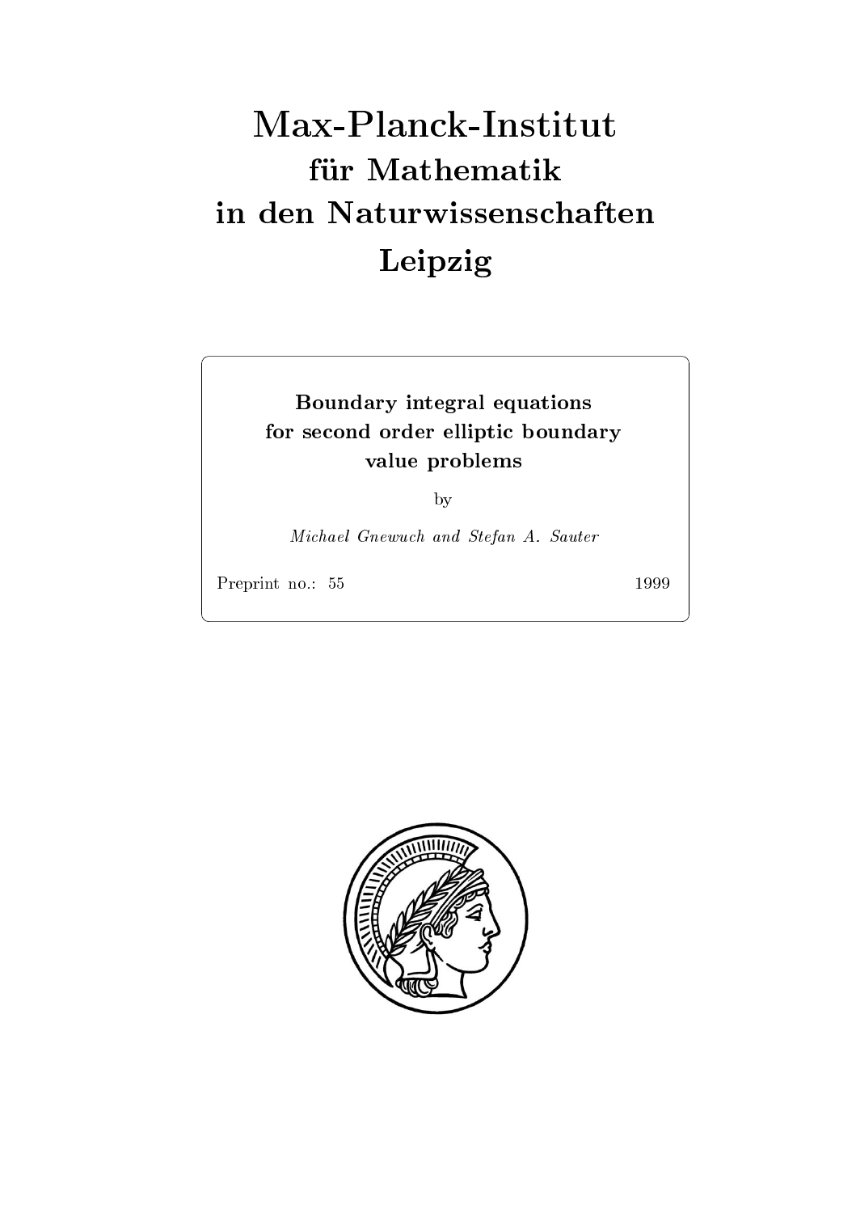# Max-Planck-Institut
# für Mathematik
# in den Naturwissenschaften
# Leipzig

**Boundary integral equations for second order elliptic boundary value problems**

by

*Michael Gnewuch and Stefan A. Sauter*

Preprint no.: 55 1999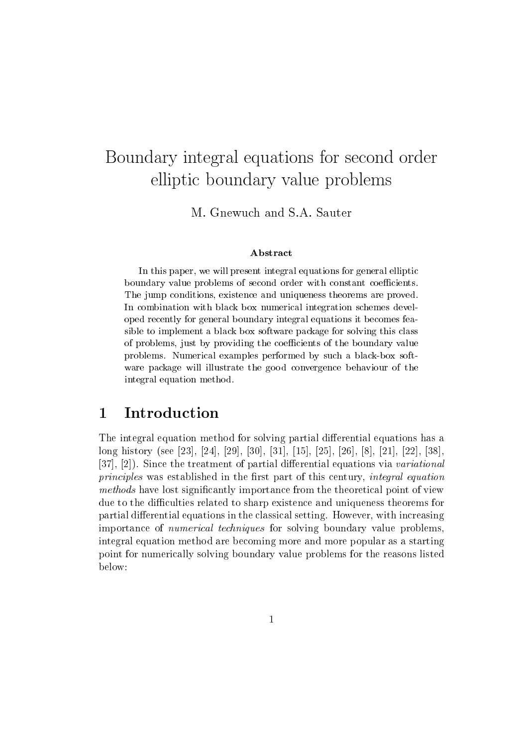# Boundary integral equations for second order elliptic boundary value problems

M. Gnewuch and S.A. Sauter

### Abstract

In this paper, we will present integral equations for general elliptic boundary value problems of second order with constant coefficients. The jump conditions, existence and uniqueness theorems are proved. In combination with black box numerical integration schemes developed recently for general boundary integral equations it becomes feasible to implement a black box software package for solving this class of problems, just by providing the coefficients of the boundary value problems. Numerical examples performed by such a black-box software package will illustrate the good convergence behaviour of the integral equation method.

## 1 Introduction

The integral equation method for solving partial differential equations has a long history (see [23], [24], [29], [30], [31], [15], [25], [26], [8], [21], [22], [38], [37], [2]). Since the treatment of partial differential equations via *variational principles* was established in the first part of this century, *integral equation methods* have lost significantly importance from the theoretical point of view due to the difficulties related to sharp existence and uniqueness theorems for partial differential equations in the classical setting. However, with increasing importance of *numerical techniques* for solving boundary value problems, integral equation method are becoming more and more popular as a starting point for numerically solving boundary value problems for the reasons listed below: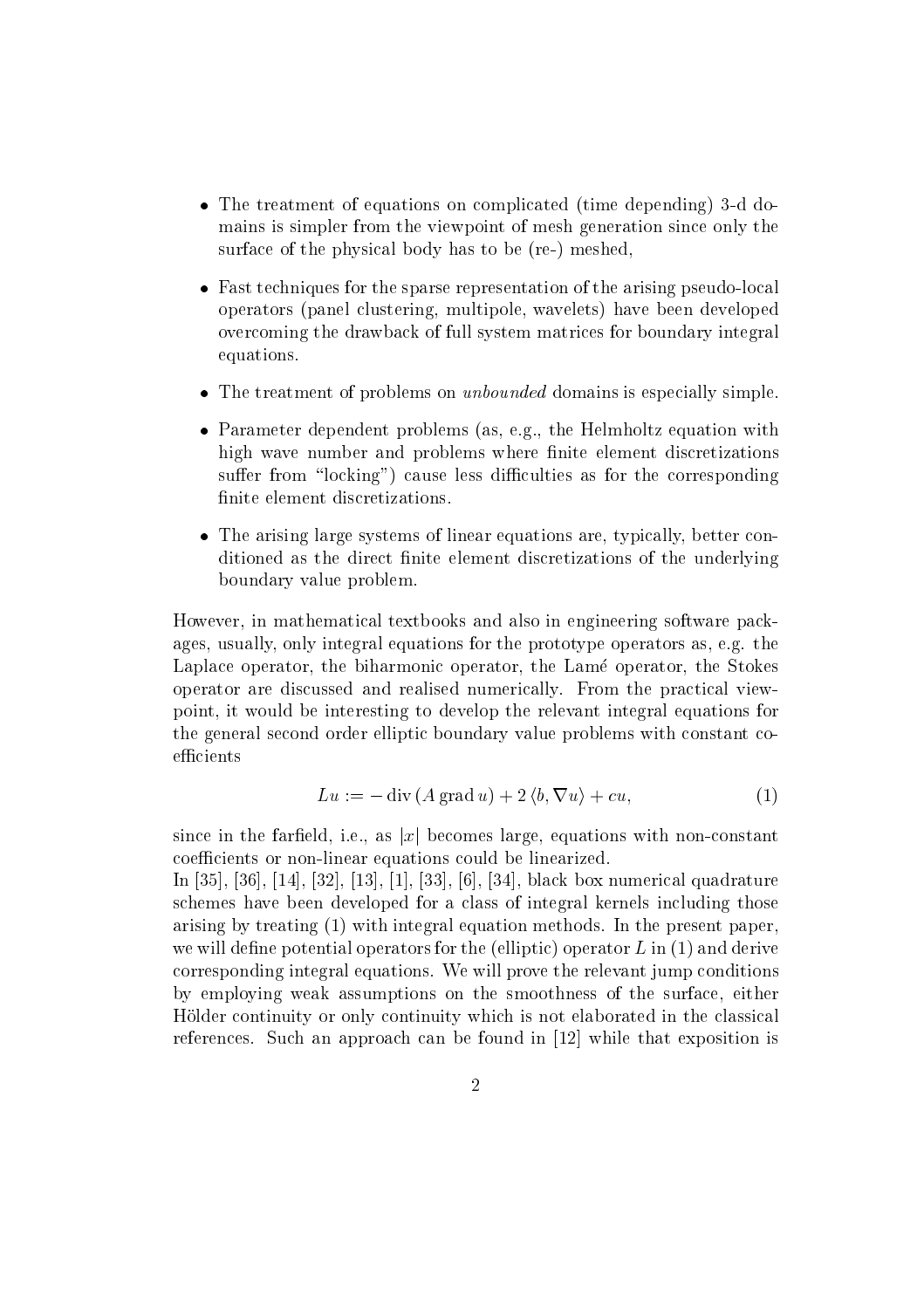- The treatment of equations on complicated (time depending) 3-d domains is simpler from the viewpoint of mesh generation since only the surface of the physical body has to be (re-) meshed,

- Fast techniques for the sparse representation of the arising pseudo-local operators (panel clustering, multipole, wavelets) have been developed overcoming the drawback of full system matrices for boundary integral equations.

- The treatment of problems on *unbounded* domains is especially simple.

- Parameter dependent problems (as, e.g., the Helmholtz equation with high wave number and problems where finite element discretizations suffer from "locking") cause less difficulties as for the corresponding finite element discretizations.

- The arising large systems of linear equations are, typically, better conditioned as the direct finite element discretizations of the underlying boundary value problem.

However, in mathematical textbooks and also in engineering software packages, usually, only integral equations for the prototype operators as, e.g. the Laplace operator, the biharmonic operator, the Lamé operator, the Stokes operator are discussed and realised numerically. From the practical viewpoint, it would be interesting to develop the relevant integral equations for the general second order elliptic boundary value problems with constant coefficients

$$Lu := -\operatorname{div}(A \operatorname{grad} u) + 2\langle b, \nabla u\rangle + cu, \tag{1}$$

since in the farfield, i.e., as $|x|$ becomes large, equations with non-constant coefficients or non-linear equations could be linearized.
In [35], [36], [14], [32], [13], [1], [33], [6], [34], black box numerical quadrature schemes have been developed for a class of integral kernels including those arising by treating (1) with integral equation methods. In the present paper, we will define potential operators for the (elliptic) operator $L$ in (1) and derive corresponding integral equations. We will prove the relevant jump conditions by employing weak assumptions on the smoothness of the surface, either Hölder continuity or only continuity which is not elaborated in the classical references. Such an approach can be found in [12] while that exposition is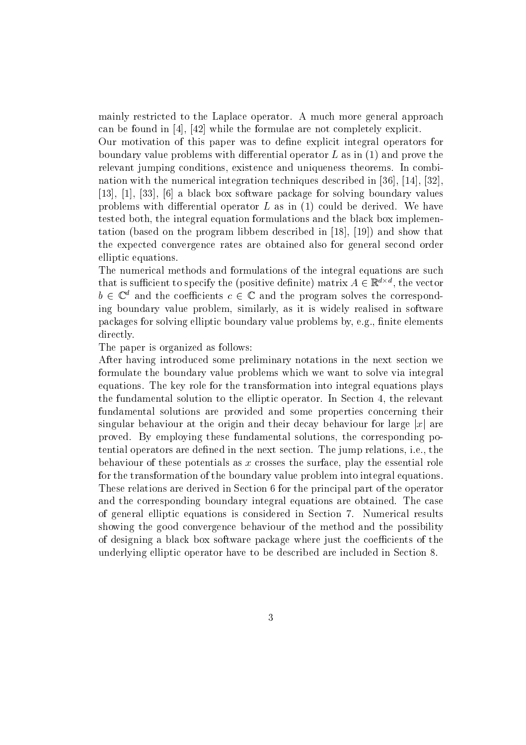mainly restricted to the Laplace operator. A much more general approach can be found in [4], [42] while the formulae are not completely explicit.

Our motivation of this paper was to define explicit integral operators for boundary value problems with differential operator $L$ as in (1) and prove the relevant jumping conditions, existence and uniqueness theorems. In combination with the numerical integration techniques described in [36], [14], [32], [13], [1], [33], [6] a black box software package for solving boundary values problems with differential operator $L$ as in (1) could be derived. We have tested both, the integral equation formulations and the black box implementation (based on the program libbem described in [18], [19]) and show that the expected convergence rates are obtained also for general second order elliptic equations.

The numerical methods and formulations of the integral equations are such that is sufficient to specify the (positive definite) matrix $A \in \mathbb{R}^{d \times d}$, the vector $b \in \mathbb{C}^d$ and the coefficients $c \in \mathbb{C}$ and the program solves the corresponding boundary value problem, similarly, as it is widely realised in software packages for solving elliptic boundary value problems by, e.g., finite elements directly.

The paper is organized as follows:

After having introduced some preliminary notations in the next section we formulate the boundary value problems which we want to solve via integral equations. The key role for the transformation into integral equations plays the fundamental solution to the elliptic operator. In Section 4, the relevant fundamental solutions are provided and some properties concerning their singular behaviour at the origin and their decay behaviour for large $|x|$ are proved. By employing these fundamental solutions, the corresponding potential operators are defined in the next section. The jump relations, i.e., the behaviour of these potentials as $x$ crosses the surface, play the essential role for the transformation of the boundary value problem into integral equations. These relations are derived in Section 6 for the principal part of the operator and the corresponding boundary integral equations are obtained. The case of general elliptic equations is considered in Section 7. Numerical results showing the good convergence behaviour of the method and the possibility of designing a black box software package where just the coefficients of the underlying elliptic operator have to be described are included in Section 8.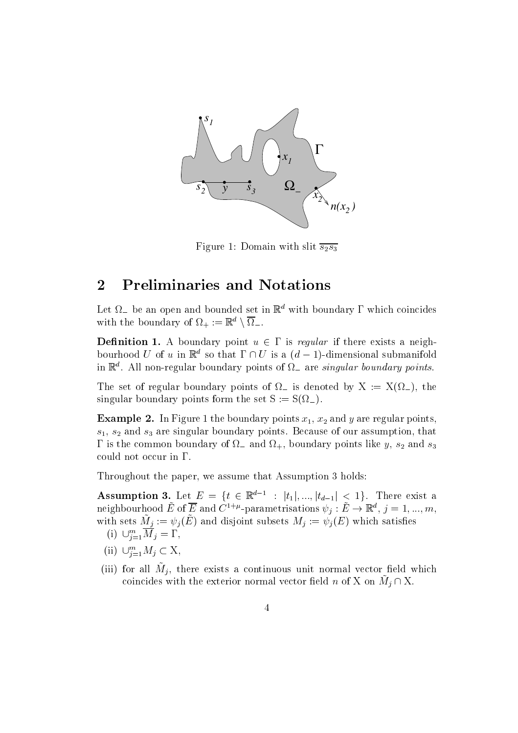Figure 1: Domain with slit $\overline{s_2 s_3}$

## 2 Preliminaries and Notations

Let $\Omega_-$ be an open and bounded set in $\mathbb{R}^d$ with boundary $\Gamma$ which coincides with the boundary of $\Omega_+ := \mathbb{R}^d \setminus \overline{\Omega}_-$.

**Definition 1.** A boundary point $u \in \Gamma$ is *regular* if there exists a neighbourhood $U$ of $u$ in $\mathbb{R}^d$ so that $\Gamma \cap U$ is a $(d-1)$-dimensional submanifold in $\mathbb{R}^d$. All non-regular boundary points of $\Omega_-$ are *singular boundary points*.

The set of regular boundary points of $\Omega_-$ is denoted by $\mathrm{X} := \mathrm{X}(\Omega_-)$, the singular boundary points form the set $\mathrm{S} := \mathrm{S}(\Omega_-)$.

**Example 2.** In Figure 1 the boundary points $x_1$, $x_2$ and $y$ are regular points, $s_1$, $s_2$ and $s_3$ are singular boundary points. Because of our assumption, that $\Gamma$ is the common boundary of $\Omega_-$ and $\Omega_+$, boundary points like $y$, $s_2$ and $s_3$ could not occur in $\Gamma$.

Throughout the paper, we assume that Assumption 3 holds:

**Assumption 3.** Let $E = \{t \in \mathbb{R}^{d-1} : |t_1|, ..., |t_{d-1}| < 1\}$. There exist a neighbourhood $\tilde{E}$ of $\overline{E}$ and $C^{1+\mu}$-parametrisations $\psi_j : \tilde{E} \to \mathbb{R}^d$, $j = 1, ..., m$, with sets $\tilde{M}_j := \psi_j(\tilde{E})$ and disjoint subsets $M_j := \psi_j(E)$ which satisfies

(i) $\cup_{j=1}^m \overline{M}_j = \Gamma$,

(ii) $\cup_{j=1}^m M_j \subset \mathrm{X}$,

(iii) for all $\tilde{M}_j$, there exists a continuous unit normal vector field which coincides with the exterior normal vector field $n$ of $\mathrm{X}$ on $\tilde{M}_j \cap \mathrm{X}$.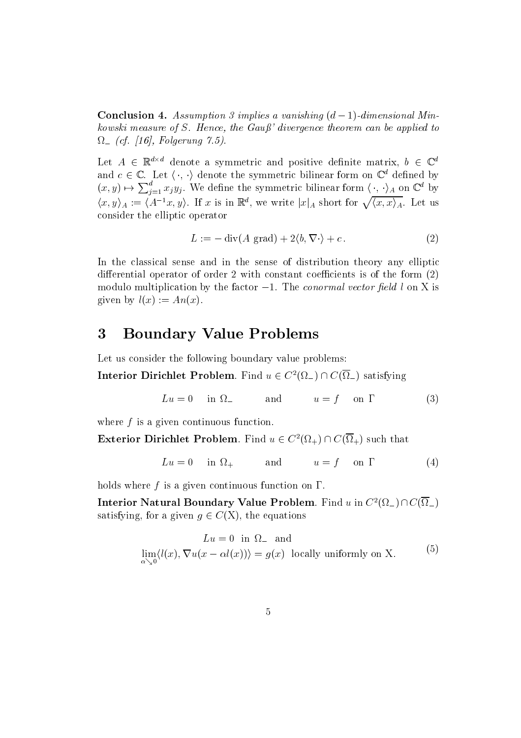**Conclusion 4.** *Assumption 3 implies a vanishing $(d-1)$-dimensional Minkowski measure of $S$. Hence, the Gauß' divergence theorem can be applied to $\Omega_-$ (cf. [16], Folgerung 7.5).*

Let $A \in \mathbb{R}^{d\times d}$ denote a symmetric and positive definite matrix, $b \in \mathbb{C}^d$ and $c \in \mathbb{C}$. Let $\langle \cdot, \cdot \rangle$ denote the symmetric bilinear form on $\mathbb{C}^d$ defined by $(x, y) \mapsto \sum_{j=1}^{d} x_j y_j$. We define the symmetric bilinear form $\langle \cdot, \cdot \rangle_A$ on $\mathbb{C}^d$ by $\langle x, y\rangle_A := \langle A^{-1}x, y\rangle$. If $x$ is in $\mathbb{R}^d$, we write $|x|_A$ short for $\sqrt{\langle x, x\rangle_A}$. Let us consider the elliptic operator

$$L := -\operatorname{div}(A \operatorname{grad}) + 2\langle b, \nabla \cdot\rangle + c \,. \tag{2}$$

In the classical sense and in the sense of distribution theory any elliptic differential operator of order 2 with constant coefficients is of the form (2) modulo multiplication by the factor $-1$. The *conormal vector field* $l$ on X is given by $l(x) := An(x)$.

## 3 Boundary Value Problems

Let us consider the following boundary value problems:

**Interior Dirichlet Problem**. Find $u \in C^2(\Omega_-) \cap C(\overline{\Omega}_-)$ satisfying

$$Lu = 0 \quad \text{in } \Omega_- \qquad \text{and} \qquad u = f \quad \text{on } \Gamma \tag{3}$$

where $f$ is a given continuous function.

**Exterior Dirichlet Problem**. Find $u \in C^2(\Omega_+) \cap C(\overline{\Omega}_+)$ such that

$$Lu = 0 \quad \text{in } \Omega_+ \qquad \text{and} \qquad u = f \quad \text{on } \Gamma \tag{4}$$

holds where $f$ is a given continuous function on $\Gamma$.

**Interior Natural Boundary Value Problem**. Find $u$ in $C^2(\Omega_-) \cap C(\overline{\Omega}_-)$ satisfying, for a given $g \in C(\mathrm{X})$, the equations

$$\begin{aligned} &Lu = 0 \;\text{ in } \Omega_- \;\text{ and} \\ &\lim_{\alpha\searrow 0}\langle l(x), \nabla u(x - \alpha l(x))\rangle = g(x) \;\text{ locally uniformly on X.} \end{aligned} \tag{5}$$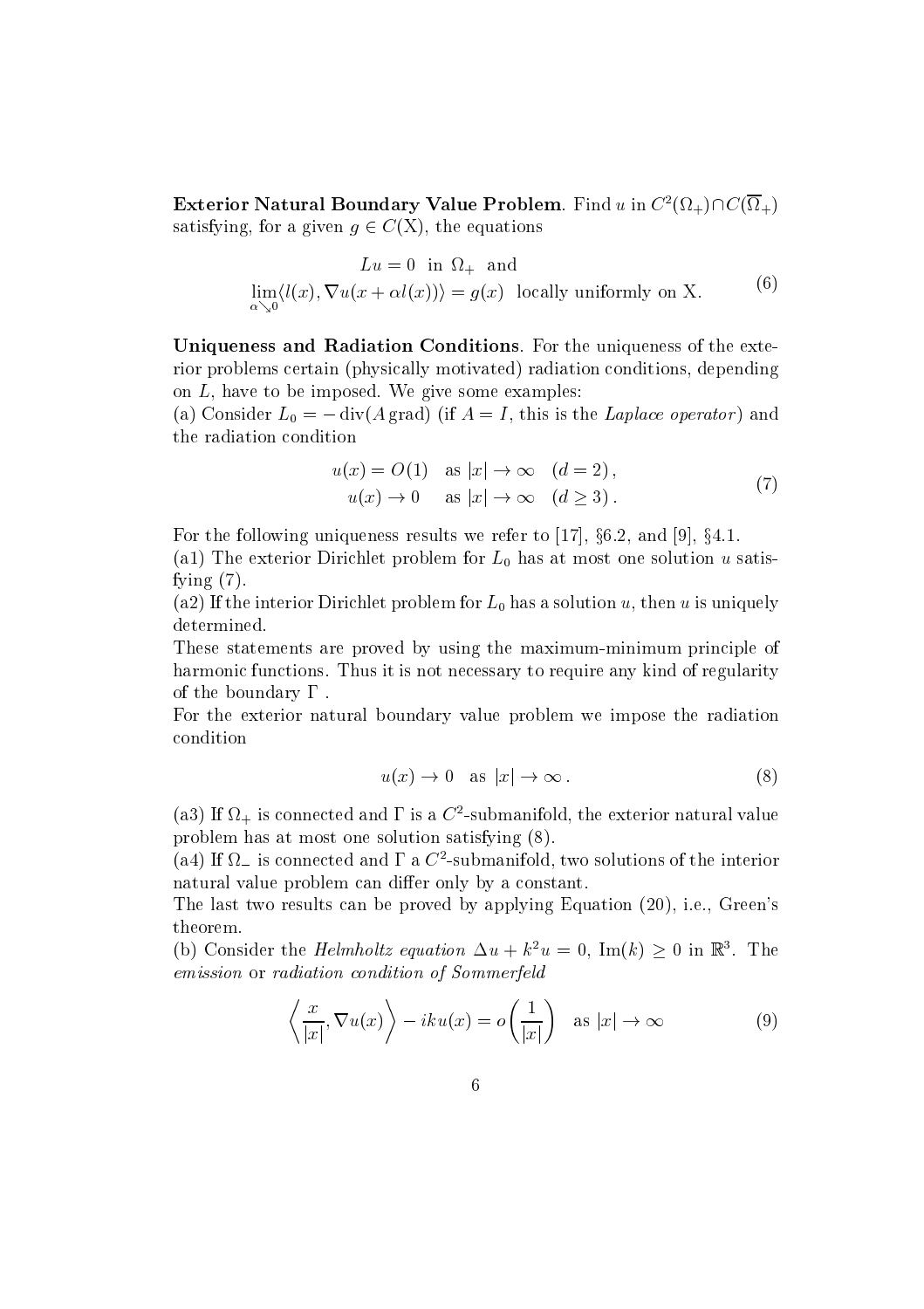**Exterior Natural Boundary Value Problem**. Find $u$ in $C^2(\Omega_+)\cap C(\overline{\Omega}_+)$ satisfying, for a given $g \in C(\mathrm{X})$, the equations

$$
\begin{aligned}
&Lu = 0 \ \text{ in } \Omega_+ \ \text{ and} \\
&\lim_{\alpha \searrow 0} \langle l(x), \nabla u(x + \alpha l(x)) \rangle = g(x) \ \text{ locally uniformly on X.}
\end{aligned}
\tag{6}
$$

**Uniqueness and Radiation Conditions**. For the uniqueness of the exterior problems certain (physically motivated) radiation conditions, depending on $L$, have to be imposed. We give some examples:

(a) Consider $L_0 = -\operatorname{div}(A \operatorname{grad})$ (if $A = I$, this is the *Laplace operator*) and the radiation condition

$$
\begin{aligned}
u(x) &= O(1) \quad \text{as } |x| \to \infty \quad (d = 2)\,, \\
u(x) &\to 0 \quad \text{as } |x| \to \infty \quad (d \geq 3)\,.
\end{aligned}
\tag{7}
$$

For the following uniqueness results we refer to [17], §6.2, and [9], §4.1.

(a1) The exterior Dirichlet problem for $L_0$ has at most one solution $u$ satisfying (7).

(a2) If the interior Dirichlet problem for $L_0$ has a solution $u$, then $u$ is uniquely determined.

These statements are proved by using the maximum-minimum principle of harmonic functions. Thus it is not necessary to require any kind of regularity of the boundary $\Gamma$ .

For the exterior natural boundary value problem we impose the radiation condition

$$
u(x) \to 0 \quad \text{as } |x| \to \infty\,. \tag{8}
$$

(a3) If $\Omega_+$ is connected and $\Gamma$ is a $C^2$-submanifold, the exterior natural value problem has at most one solution satisfying (8).

(a4) If $\Omega_-$ is connected and $\Gamma$ a $C^2$-submanifold, two solutions of the interior natural value problem can differ only by a constant.

The last two results can be proved by applying Equation (20), i.e., Green's theorem.

(b) Consider the *Helmholtz equation* $\Delta u + k^2 u = 0$, $\operatorname{Im}(k) \geq 0$ in $\mathbb{R}^3$. The *emission* or *radiation condition of Sommerfeld*

$$
\left\langle \frac{x}{|x|}, \nabla u(x) \right\rangle - iku(x) = o\left(\frac{1}{|x|}\right) \quad \text{as } |x| \to \infty \tag{9}
$$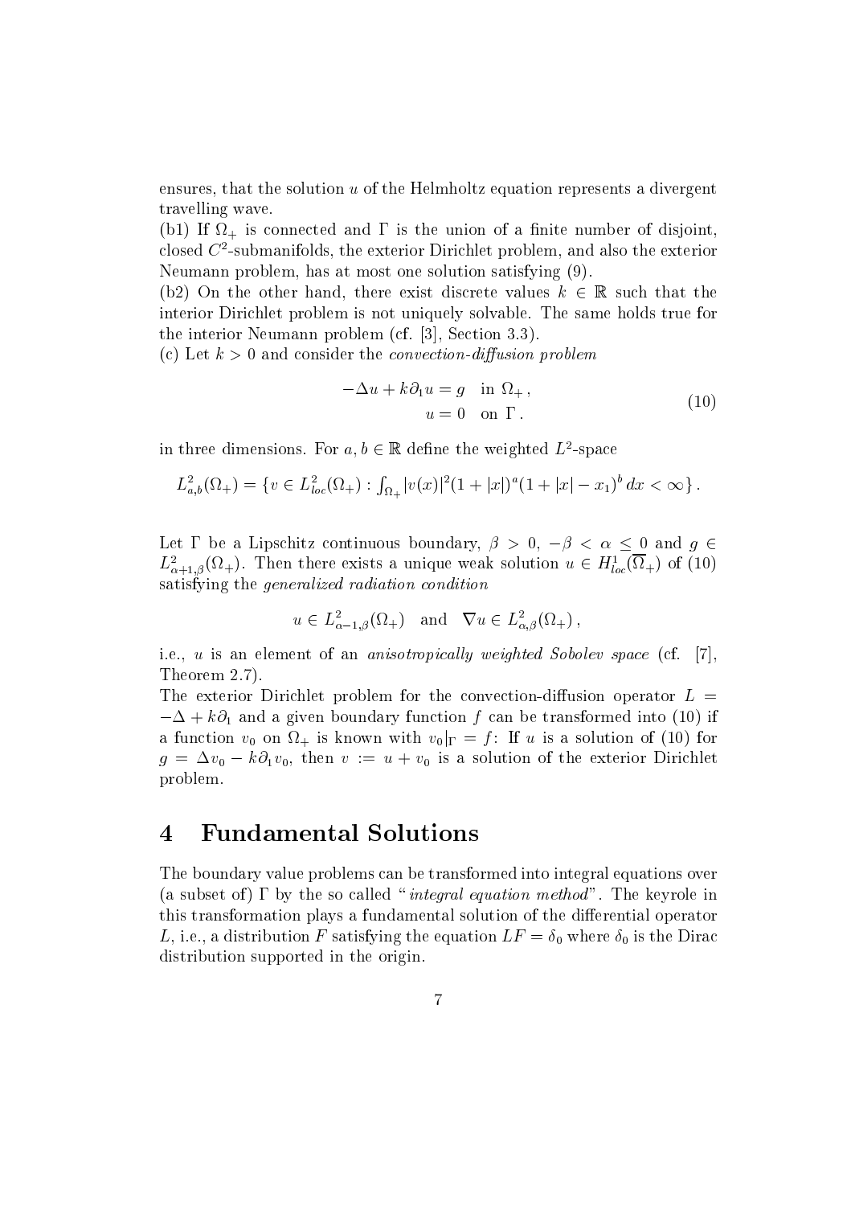ensures, that the solution $u$ of the Helmholtz equation represents a divergent travelling wave.

(b1) If $\Omega_+$ is connected and $\Gamma$ is the union of a finite number of disjoint, closed $C^2$-submanifolds, the exterior Dirichlet problem, and also the exterior Neumann problem, has at most one solution satisfying (9).

(b2) On the other hand, there exist discrete values $k \in \mathbb{R}$ such that the interior Dirichlet problem is not uniquely solvable. The same holds true for the interior Neumann problem (cf. [3], Section 3.3).

(c) Let $k > 0$ and consider the *convection-diffusion problem*

$$
\begin{aligned}
-\Delta u + k\partial_1 u &= g \quad \text{in } \Omega_+ \,, \\
u &= 0 \quad \text{on } \Gamma \,.
\end{aligned}
\tag{10}
$$

in three dimensions. For $a, b \in \mathbb{R}$ define the weighted $L^2$-space

$$
L^2_{a,b}(\Omega_+) = \{ v \in L^2_{loc}(\Omega_+) : \textstyle\int_{\Omega_+} |v(x)|^2 (1+|x|)^a (1+|x|-x_1)^b \, dx < \infty \} \,.
$$

Let $\Gamma$ be a Lipschitz continuous boundary, $\beta > 0$, $-\beta < \alpha \leq 0$ and $g \in L^2_{\alpha+1,\beta}(\Omega_+)$. Then there exists a unique weak solution $u \in H^1_{loc}(\overline{\Omega}_+)$ of (10) satisfying the *generalized radiation condition*

$$
u \in L^2_{\alpha-1,\beta}(\Omega_+) \quad \text{and} \quad \nabla u \in L^2_{\alpha,\beta}(\Omega_+) \,,
$$

i.e., $u$ is an element of an *anisotropically weighted Sobolev space* (cf. [7], Theorem 2.7).

The exterior Dirichlet problem for the convection-diffusion operator $L = -\Delta + k\partial_1$ and a given boundary function $f$ can be transformed into (10) if a function $v_0$ on $\Omega_+$ is known with $v_0|_\Gamma = f$: If $u$ is a solution of (10) for $g = \Delta v_0 - k\partial_1 v_0$, then $v := u + v_0$ is a solution of the exterior Dirichlet problem.

# 4 Fundamental Solutions

The boundary value problems can be transformed into integral equations over (a subset of) $\Gamma$ by the so called "*integral equation method*". The keyrole in this transformation plays a fundamental solution of the differential operator $L$, i.e., a distribution $F$ satisfying the equation $LF = \delta_0$ where $\delta_0$ is the Dirac distribution supported in the origin.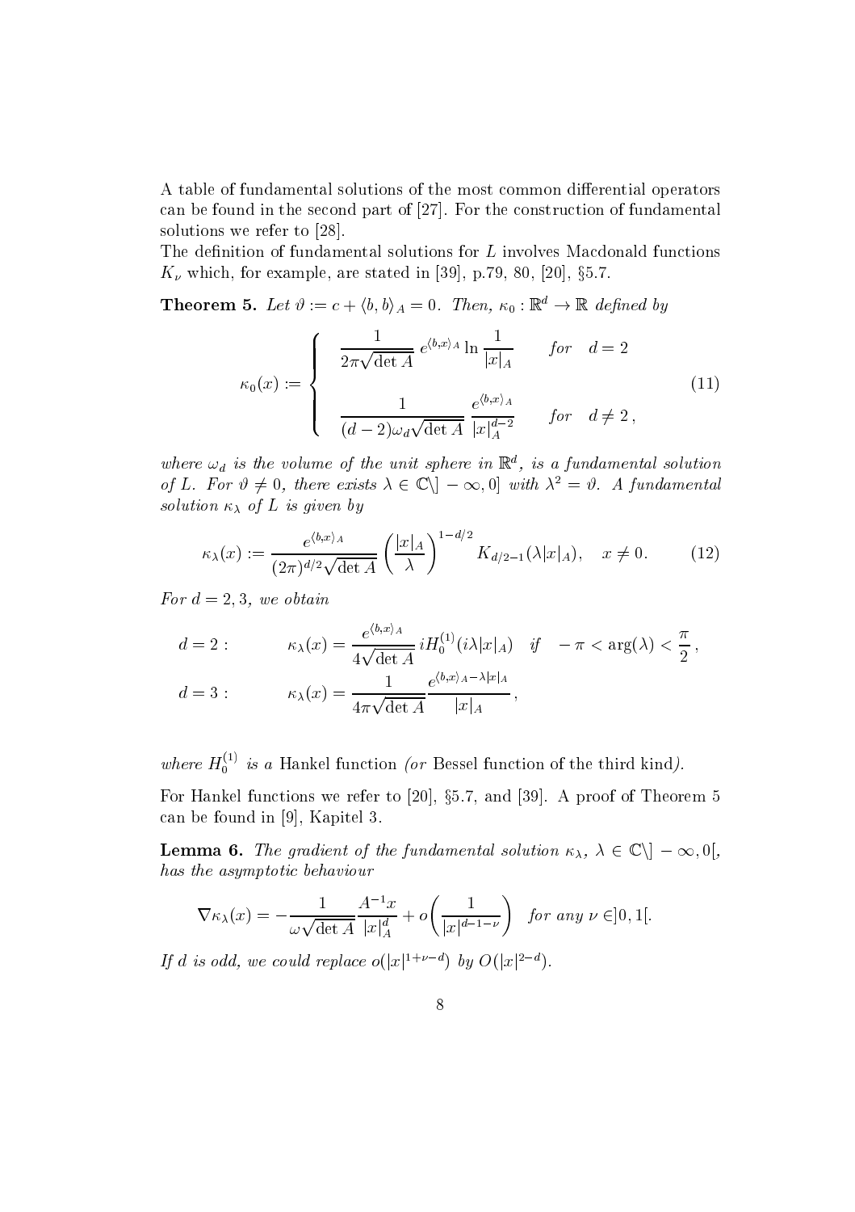A table of fundamental solutions of the most common differential operators can be found in the second part of [27]. For the construction of fundamental solutions we refer to [28].
The definition of fundamental solutions for $L$ involves Macdonald functions $K_\nu$ which, for example, are stated in [39], p.79, 80, [20], §5.7.

**Theorem 5.** *Let $\vartheta := c + \langle b, b\rangle_A = 0$. Then, $\kappa_0 : \mathbb{R}^d \to \mathbb{R}$ defined by*

$$\kappa_0(x) := \begin{cases} \dfrac{1}{2\pi\sqrt{\det A}}\, e^{\langle b,x\rangle_A} \ln \dfrac{1}{|x|_A} & \text{for} \quad d = 2 \\[2ex] \dfrac{1}{(d-2)\omega_d\sqrt{\det A}}\, \dfrac{e^{\langle b,x\rangle_A}}{|x|_A^{d-2}} & \text{for} \quad d \neq 2\,, \end{cases} \tag{11}$$

*where $\omega_d$ is the volume of the unit sphere in $\mathbb{R}^d$, is a fundamental solution of $L$. For $\vartheta \neq 0$, there exists $\lambda \in \mathbb{C}\backslash ]-\infty, 0]$ with $\lambda^2 = \vartheta$. A fundamental solution $\kappa_\lambda$ of $L$ is given by*

$$\kappa_\lambda(x) := \frac{e^{\langle b,x\rangle_A}}{(2\pi)^{d/2}\sqrt{\det A}} \left(\frac{|x|_A}{\lambda}\right)^{1-d/2} K_{d/2-1}(\lambda |x|_A), \quad x \neq 0. \tag{12}$$

*For $d = 2, 3$, we obtain*

$$d = 2: \qquad \kappa_\lambda(x) = \frac{e^{\langle b,x\rangle_A}}{4\sqrt{\det A}}\, i H_0^{(1)}(i\lambda|x|_A) \quad \text{if} \quad -\pi < \arg(\lambda) < \frac{\pi}{2}\,,$$

$$d = 3: \qquad \kappa_\lambda(x) = \frac{1}{4\pi\sqrt{\det A}} \frac{e^{\langle b,x\rangle_A - \lambda|x|_A}}{|x|_A}\,,$$

*where $H_0^{(1)}$ is a* Hankel function *(or* Bessel function of the third kind*).*

For Hankel functions we refer to [20], §5.7, and [39]. A proof of Theorem 5 can be found in [9], Kapitel 3.

**Lemma 6.** *The gradient of the fundamental solution $\kappa_\lambda$, $\lambda \in \mathbb{C}\backslash ]-\infty, 0[$, has the asymptotic behaviour*

$$\nabla \kappa_\lambda(x) = -\frac{1}{\omega\sqrt{\det A}} \frac{A^{-1}x}{|x|_A^d} + o\bigg(\frac{1}{|x|^{d-1-\nu}}\bigg) \quad \text{for any } \nu \in ]0, 1[.$$

*If $d$ is odd, we could replace $o(|x|^{1+\nu-d})$ by $O(|x|^{2-d})$.*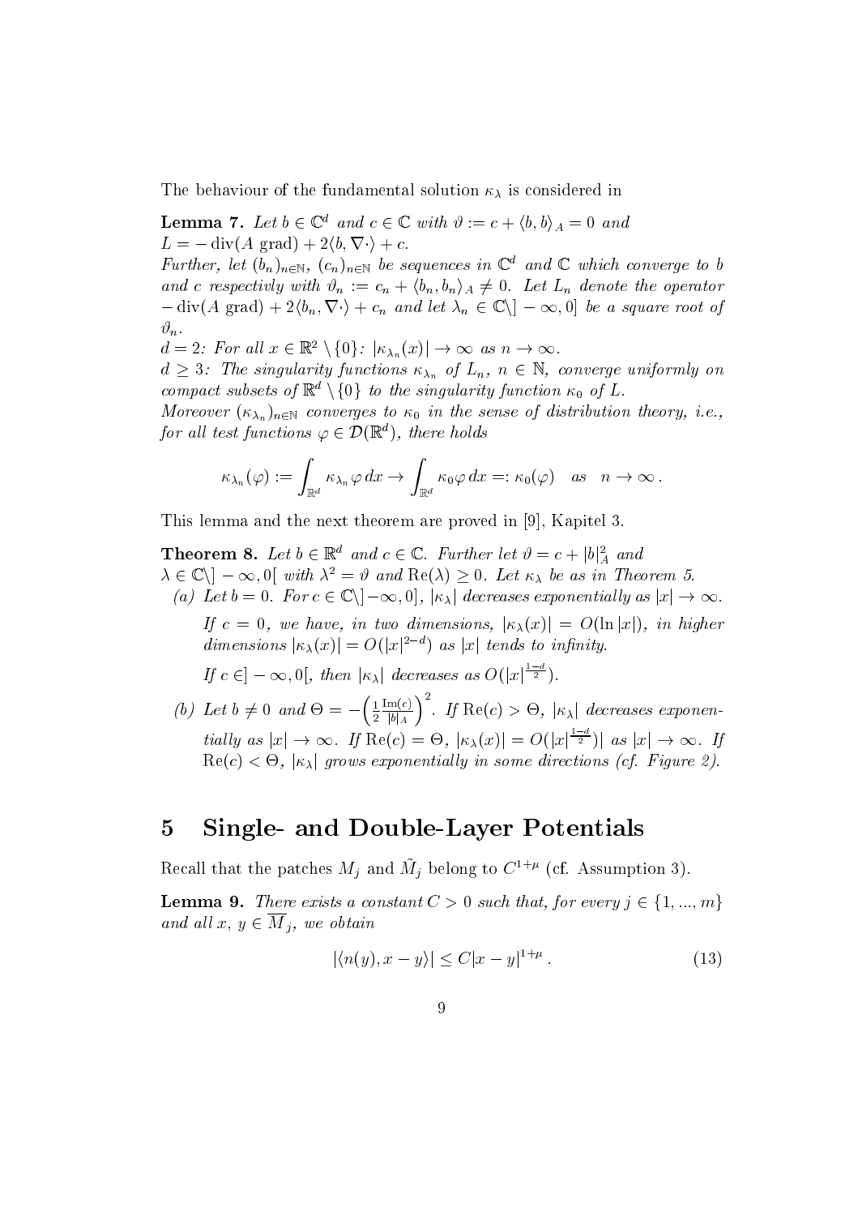The behaviour of the fundamental solution $\kappa_\lambda$ is considered in

**Lemma 7.** *Let $b \in \mathbb{C}^d$ and $c \in \mathbb{C}$ with $\vartheta := c + \langle b, b \rangle_A = 0$ and $L = -\operatorname{div}(A \operatorname{grad}) + 2\langle b, \nabla \cdot \rangle + c$.*
*Further, let $(b_n)_{n\in\mathbb{N}}$, $(c_n)_{n\in\mathbb{N}}$ be sequences in $\mathbb{C}^d$ and $\mathbb{C}$ which converge to $b$ and $c$ respectivly with $\vartheta_n := c_n + \langle b_n, b_n \rangle_A \neq 0$. Let $L_n$ denote the operator $-\operatorname{div}(A \operatorname{grad}) + 2\langle b_n, \nabla \cdot \rangle + c_n$ and let $\lambda_n \in \mathbb{C}\setminus ]-\infty, 0]$ be a square root of $\vartheta_n$.*
*$d = 2$: For all $x \in \mathbb{R}^2 \setminus \{0\}$: $|\kappa_{\lambda_n}(x)| \to \infty$ as $n \to \infty$.*
*$d \geq 3$: The singularity functions $\kappa_{\lambda_n}$ of $L_n$, $n \in \mathbb{N}$, converge uniformly on compact subsets of $\mathbb{R}^d \setminus \{0\}$ to the singularity function $\kappa_0$ of $L$.*
*Moreover $(\kappa_{\lambda_n})_{n\in\mathbb{N}}$ converges to $\kappa_0$ in the sense of distribution theory, i.e., for all test functions $\varphi \in \mathcal{D}(\mathbb{R}^d)$, there holds*

$$\kappa_{\lambda_n}(\varphi) := \int_{\mathbb{R}^d} \kappa_{\lambda_n} \varphi \, dx \to \int_{\mathbb{R}^d} \kappa_0 \varphi \, dx =: \kappa_0(\varphi) \quad as \quad n \to \infty \, .$$

This lemma and the next theorem are proved in [9], Kapitel 3.

**Theorem 8.** *Let $b \in \mathbb{R}^d$ and $c \in \mathbb{C}$. Further let $\vartheta = c + |b|_A^2$ and $\lambda \in \mathbb{C}\setminus ]-\infty, 0[$ with $\lambda^2 = \vartheta$ and $\operatorname{Re}(\lambda) \geq 0$. Let $\kappa_\lambda$ be as in Theorem 5.*

*(a) Let $b = 0$. For $c \in \mathbb{C}\setminus ]-\infty, 0]$, $|\kappa_\lambda|$ decreases exponentially as $|x| \to \infty$.*
*If $c = 0$, we have, in two dimensions, $|\kappa_\lambda(x)| = O(\ln |x|)$, in higher dimensions $|\kappa_\lambda(x)| = O(|x|^{2-d})$ as $|x|$ tends to infinity.*
*If $c \in ]-\infty, 0[$, then $|\kappa_\lambda|$ decreases as $O(|x|^{\frac{1-d}{2}})$.*

*(b) Let $b \neq 0$ and $\Theta = -\left(\frac{1}{2} \frac{\operatorname{Im}(c)}{|b|_A}\right)^2$. If $\operatorname{Re}(c) > \Theta$, $|\kappa_\lambda|$ decreases exponentially as $|x| \to \infty$. If $\operatorname{Re}(c) = \Theta$, $|\kappa_\lambda(x)| = O(|x|^{\frac{1-d}{2}})|$ as $|x| \to \infty$. If $\operatorname{Re}(c) < \Theta$, $|\kappa_\lambda|$ grows exponentially in some directions (cf. Figure 2).*

## 5 Single- and Double-Layer Potentials

Recall that the patches $M_j$ and $\tilde{M}_j$ belong to $C^{1+\mu}$ (cf. Assumption 3).

**Lemma 9.** *There exists a constant $C > 0$ such that, for every $j \in \{1, ..., m\}$ and all $x$, $y \in \overline{M}_j$, we obtain*

$$|\langle n(y), x - y \rangle| \leq C|x - y|^{1+\mu} \, . \tag{13}$$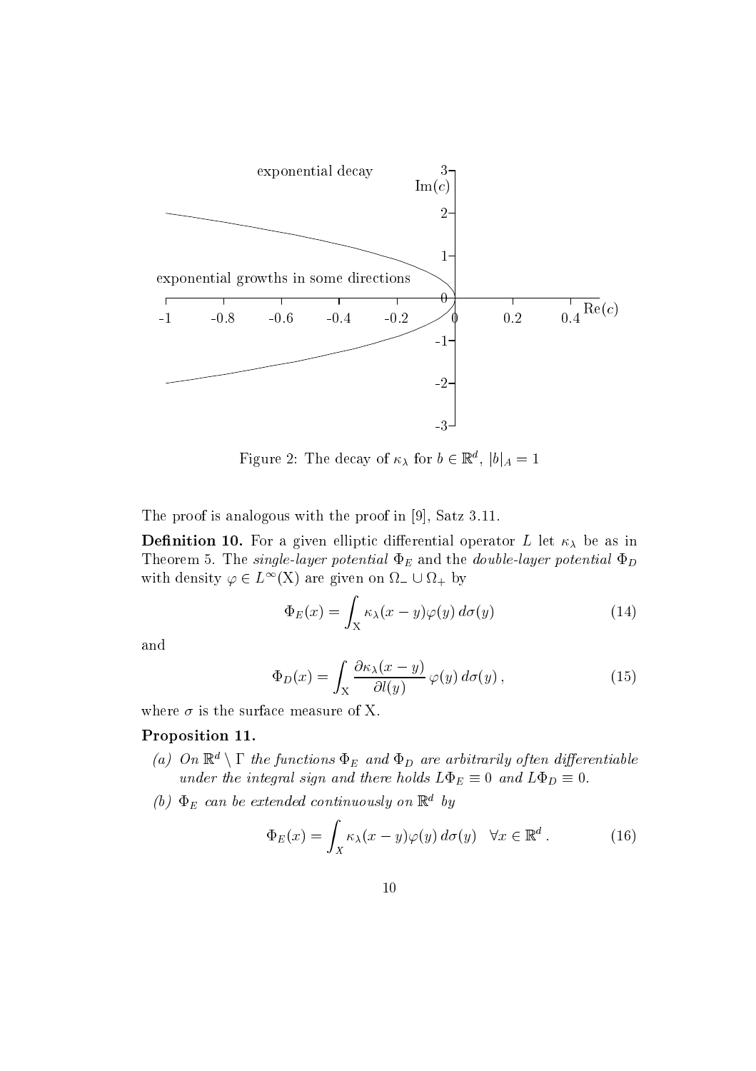Figure 2: The decay of $\kappa_\lambda$ for $b \in \mathbb{R}^d$, $|b|_A = 1$

The proof is analogous with the proof in [9], Satz 3.11.

**Definition 10.** For a given elliptic differential operator $L$ let $\kappa_\lambda$ be as in Theorem 5. The *single-layer potential* $\Phi_E$ and the *double-layer potential* $\Phi_D$ with density $\varphi \in L^\infty(\mathrm{X})$ are given on $\Omega_- \cup \Omega_+$ by

$$\Phi_E(x) = \int_{\mathrm{X}} \kappa_\lambda(x-y)\varphi(y)\, d\sigma(y) \tag{14}$$

and

$$\Phi_D(x) = \int_{\mathrm{X}} \frac{\partial \kappa_\lambda(x-y)}{\partial l(y)}\, \varphi(y)\, d\sigma(y)\,, \tag{15}$$

where $\sigma$ is the surface measure of X.

**Proposition 11.**

(a) *On $\mathbb{R}^d \setminus \Gamma$ the functions $\Phi_E$ and $\Phi_D$ are arbitrarily often differentiable under the integral sign and there holds $L\Phi_E \equiv 0$ and $L\Phi_D \equiv 0$.*

(b) *$\Phi_E$ can be extended continuously on $\mathbb{R}^d$ by*

$$\Phi_E(x) = \int_X \kappa_\lambda(x-y)\varphi(y)\, d\sigma(y) \quad \forall x \in \mathbb{R}^d\,. \tag{16}$$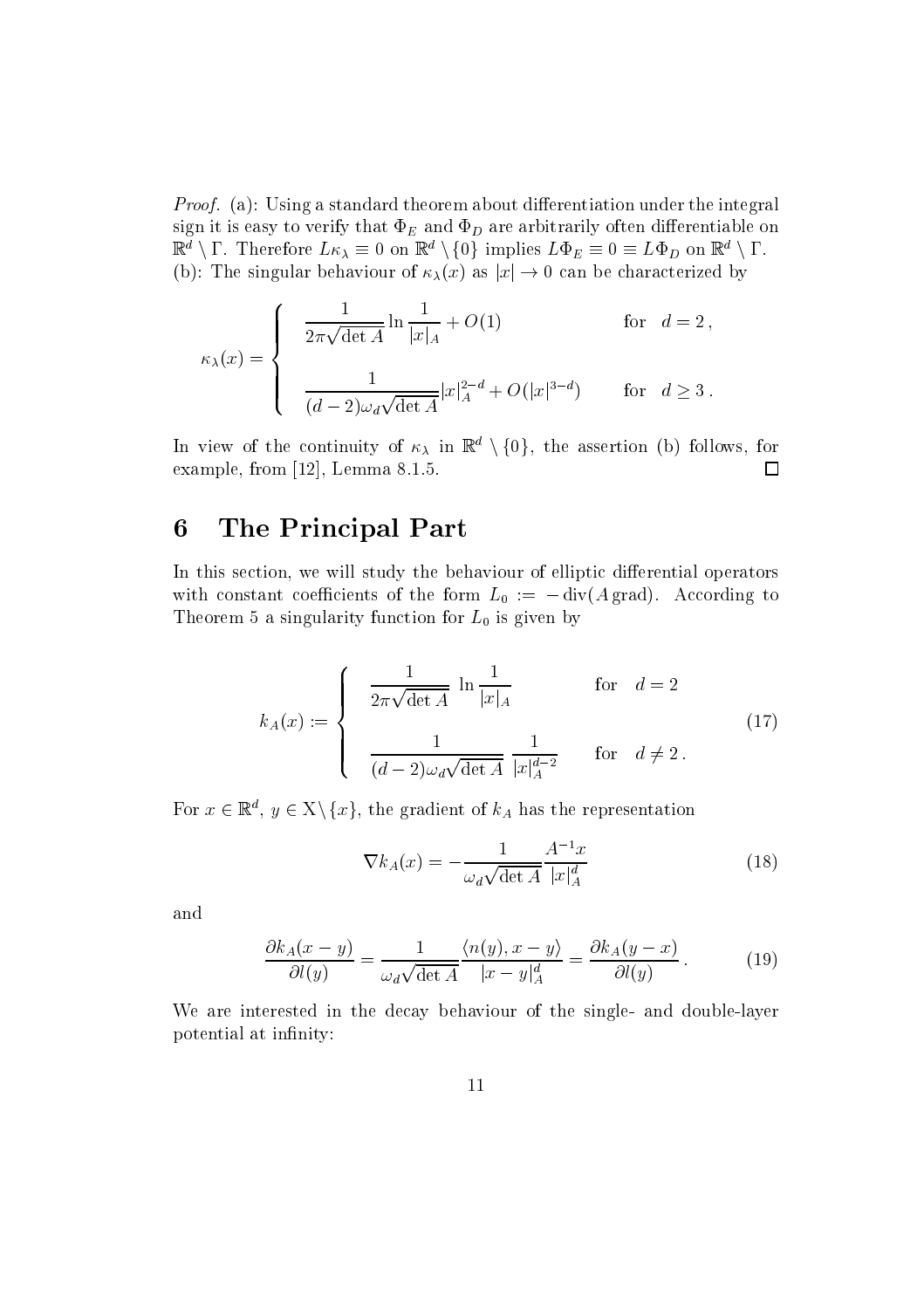*Proof.* (a): Using a standard theorem about differentiation under the integral sign it is easy to verify that $\Phi_E$ and $\Phi_D$ are arbitrarily often differentiable on $\mathbb{R}^d \setminus \Gamma$. Therefore $L\kappa_\lambda \equiv 0$ on $\mathbb{R}^d \setminus \{0\}$ implies $L\Phi_E \equiv 0 \equiv L\Phi_D$ on $\mathbb{R}^d \setminus \Gamma$.
(b): The singular behaviour of $\kappa_\lambda(x)$ as $|x| \to 0$ can be characterized by

$$\kappa_\lambda(x) = \begin{cases} \dfrac{1}{2\pi\sqrt{\det A}} \ln \dfrac{1}{|x|_A} + O(1) & \text{for} \quad d = 2\,, \\[2ex] \dfrac{1}{(d-2)\omega_d\sqrt{\det A}} |x|_A^{2-d} + O(|x|^{3-d}) & \text{for} \quad d \geq 3\,. \end{cases}$$

In view of the continuity of $\kappa_\lambda$ in $\mathbb{R}^d \setminus \{0\}$, the assertion (b) follows, for example, from [12], Lemma 8.1.5. □

# 6 The Principal Part

In this section, we will study the behaviour of elliptic differential operators with constant coefficients of the form $L_0 := -\operatorname{div}(A \operatorname{grad})$. According to Theorem 5 a singularity function for $L_0$ is given by

$$k_A(x) := \begin{cases} \dfrac{1}{2\pi\sqrt{\det A}} \ \ln \dfrac{1}{|x|_A} & \text{for} \quad d = 2 \\[2ex] \dfrac{1}{(d-2)\omega_d\sqrt{\det A}} \ \dfrac{1}{|x|_A^{d-2}} & \text{for} \quad d \neq 2\,. \end{cases} \tag{17}$$

For $x \in \mathbb{R}^d$, $y \in \mathrm{X}\backslash\{x\}$, the gradient of $k_A$ has the representation

$$\nabla k_A(x) = -\frac{1}{\omega_d\sqrt{\det A}} \frac{A^{-1}x}{|x|_A^d} \tag{18}$$

and

$$\frac{\partial k_A(x-y)}{\partial l(y)} = \frac{1}{\omega_d\sqrt{\det A}} \frac{\langle n(y), x-y\rangle}{|x-y|_A^d} = \frac{\partial k_A(y-x)}{\partial l(y)}\,. \tag{19}$$

We are interested in the decay behaviour of the single- and double-layer potential at infinity: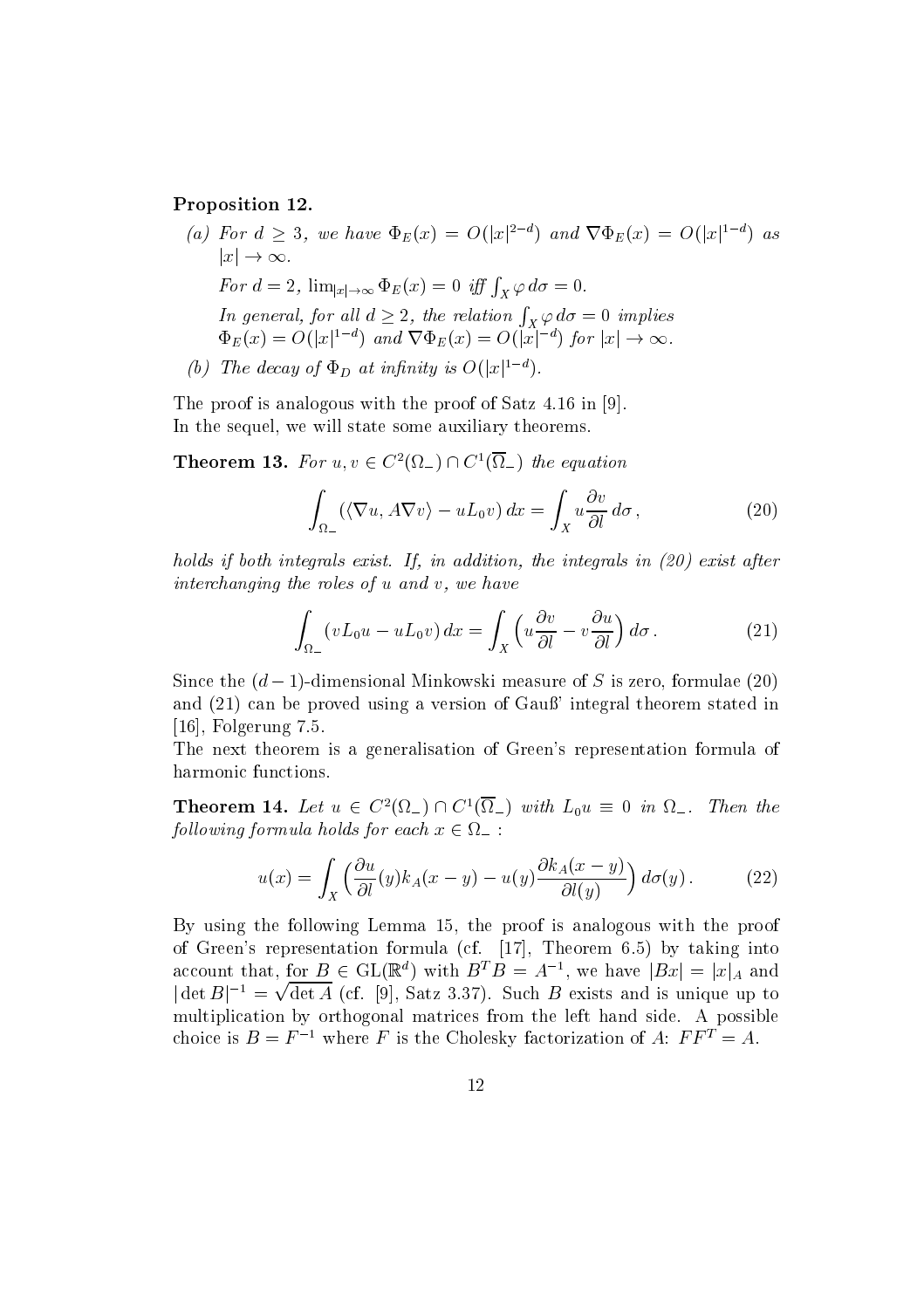**Proposition 12.**

*(a) For $d \geq 3$, we have $\Phi_E(x) = O(|x|^{2-d})$ and $\nabla \Phi_E(x) = O(|x|^{1-d})$ as $|x| \to \infty$.*

*For $d = 2$, $\lim_{|x|\to\infty} \Phi_E(x) = 0$ iff $\int_X \varphi \, d\sigma = 0$.*

*In general, for all $d \geq 2$, the relation $\int_X \varphi \, d\sigma = 0$ implies $\Phi_E(x) = O(|x|^{1-d})$ and $\nabla \Phi_E(x) = O(|x|^{-d})$ for $|x| \to \infty$.*

*(b) The decay of $\Phi_D$ at infinity is $O(|x|^{1-d})$.*

The proof is analogous with the proof of Satz 4.16 in [9].
In the sequel, we will state some auxiliary theorems.

**Theorem 13.** *For $u, v \in C^2(\Omega_-) \cap C^1(\overline{\Omega}_-)$ the equation*

$$\int_{\Omega_-} (\langle \nabla u, A \nabla v \rangle - u L_0 v) \, dx = \int_X u \frac{\partial v}{\partial l} \, d\sigma \,, \tag{20}$$

*holds if both integrals exist. If, in addition, the integrals in (20) exist after interchanging the roles of $u$ and $v$, we have*

$$\int_{\Omega_-} (v L_0 u - u L_0 v) \, dx = \int_X \Big( u \frac{\partial v}{\partial l} - v \frac{\partial u}{\partial l} \Big) \, d\sigma \,. \tag{21}$$

Since the $(d-1)$-dimensional Minkowski measure of $S$ is zero, formulae (20) and (21) can be proved using a version of Gauß' integral theorem stated in [16], Folgerung 7.5.
The next theorem is a generalisation of Green's representation formula of harmonic functions.

**Theorem 14.** *Let $u \in C^2(\Omega_-) \cap C^1(\overline{\Omega}_-)$ with $L_0 u \equiv 0$ in $\Omega_-$. Then the following formula holds for each $x \in \Omega_-$ :*

$$u(x) = \int_X \Big( \frac{\partial u}{\partial l}(y) k_A(x-y) - u(y) \frac{\partial k_A(x-y)}{\partial l(y)} \Big) \, d\sigma(y) \,. \tag{22}$$

By using the following Lemma 15, the proof is analogous with the proof of Green's representation formula (cf. [17], Theorem 6.5) by taking into account that, for $B \in \mathrm{GL}(\mathbb{R}^d)$ with $B^T B = A^{-1}$, we have $|Bx| = |x|_A$ and $|\det B|^{-1} = \sqrt{\det A}$ (cf. [9], Satz 3.37). Such $B$ exists and is unique up to multiplication by orthogonal matrices from the left hand side. A possible choice is $B = F^{-1}$ where $F$ is the Cholesky factorization of $A$: $FF^T = A$.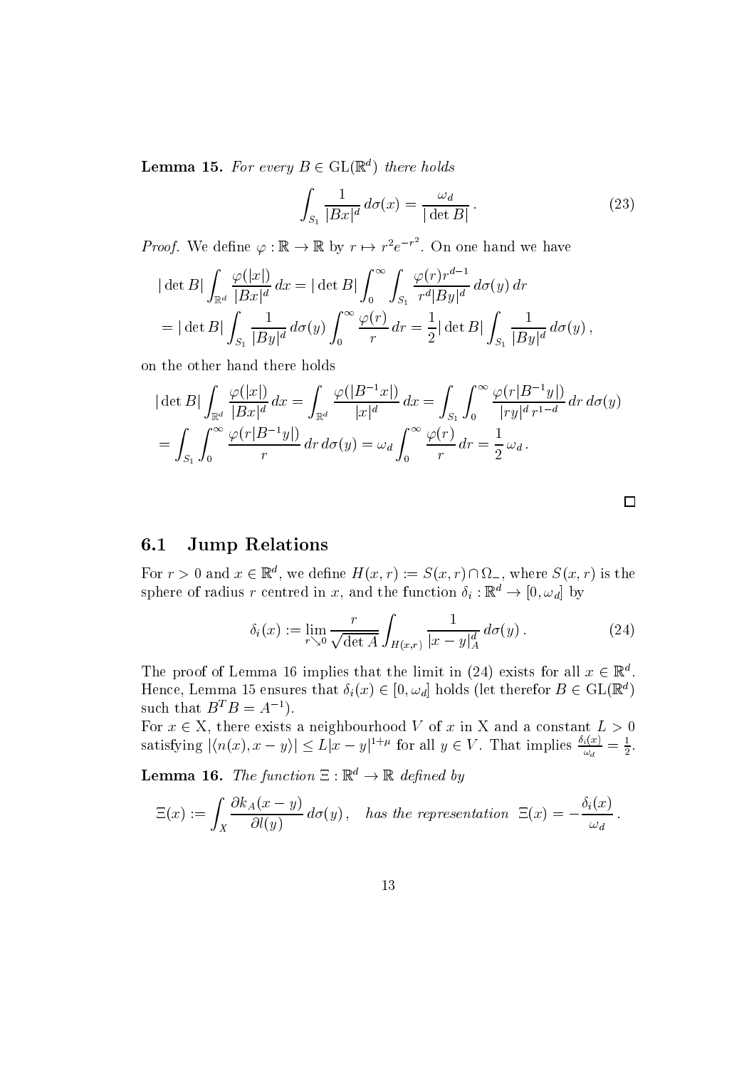**Lemma 15.** *For every $B \in \mathrm{GL}(\mathbb{R}^d)$ there holds*

$$\int_{S_1} \frac{1}{|Bx|^d} \, d\sigma(x) = \frac{\omega_d}{|\det B|} \,. \tag{23}$$

*Proof.* We define $\varphi : \mathbb{R} \to \mathbb{R}$ by $r \mapsto r^2 e^{-r^2}$. On one hand we have

$$\begin{aligned}
&|\det B| \int_{\mathbb{R}^d} \frac{\varphi(|x|)}{|Bx|^d} \, dx = |\det B| \int_0^\infty \int_{S_1} \frac{\varphi(r) r^{d-1}}{r^d |By|^d} \, d\sigma(y) \, dr \\
&= |\det B| \int_{S_1} \frac{1}{|By|^d} \, d\sigma(y) \int_0^\infty \frac{\varphi(r)}{r} \, dr = \frac{1}{2} |\det B| \int_{S_1} \frac{1}{|By|^d} \, d\sigma(y) \,,
\end{aligned}$$

on the other hand there holds

$$\begin{aligned}
&|\det B| \int_{\mathbb{R}^d} \frac{\varphi(|x|)}{|Bx|^d} \, dx = \int_{\mathbb{R}^d} \frac{\varphi(|B^{-1}x|)}{|x|^d} \, dx = \int_{S_1} \int_0^\infty \frac{\varphi(r|B^{-1}y|)}{|ry|^d \, r^{1-d}} \, dr \, d\sigma(y) \\
&= \int_{S_1} \int_0^\infty \frac{\varphi(r|B^{-1}y|)}{r} \, dr \, d\sigma(y) = \omega_d \int_0^\infty \frac{\varphi(r)}{r} \, dr = \frac{1}{2} \, \omega_d \,.
\end{aligned}$$

□

## 6.1 Jump Relations

For $r > 0$ and $x \in \mathbb{R}^d$, we define $H(x, r) := S(x, r) \cap \Omega_-$, where $S(x, r)$ is the sphere of radius $r$ centred in $x$, and the function $\delta_i : \mathbb{R}^d \to [0, \omega_d]$ by

$$\delta_i(x) := \lim_{r \searrow 0} \frac{r}{\sqrt{\det A}} \int_{H(x,r)} \frac{1}{|x - y|_A^d} \, d\sigma(y) \,. \tag{24}$$

The proof of Lemma 16 implies that the limit in (24) exists for all $x \in \mathbb{R}^d$. Hence, Lemma 15 ensures that $\delta_i(x) \in [0, \omega_d]$ holds (let therefor $B \in \mathrm{GL}(\mathbb{R}^d)$ such that $B^T B = A^{-1}$).

For $x \in \mathrm{X}$, there exists a neighbourhood $V$ of $x$ in X and a constant $L > 0$ satisfying $|\langle n(x), x - y \rangle| \leq L |x - y|^{1+\mu}$ for all $y \in V$. That implies $\frac{\delta_i(x)}{\omega_d} = \frac{1}{2}$.

**Lemma 16.** *The function $\Xi : \mathbb{R}^d \to \mathbb{R}$ defined by*

$$\Xi(x) := \int_X \frac{\partial k_A(x - y)}{\partial l(y)} \, d\sigma(y) \,, \quad \textit{has the representation} \;\; \Xi(x) = -\frac{\delta_i(x)}{\omega_d} \,.$$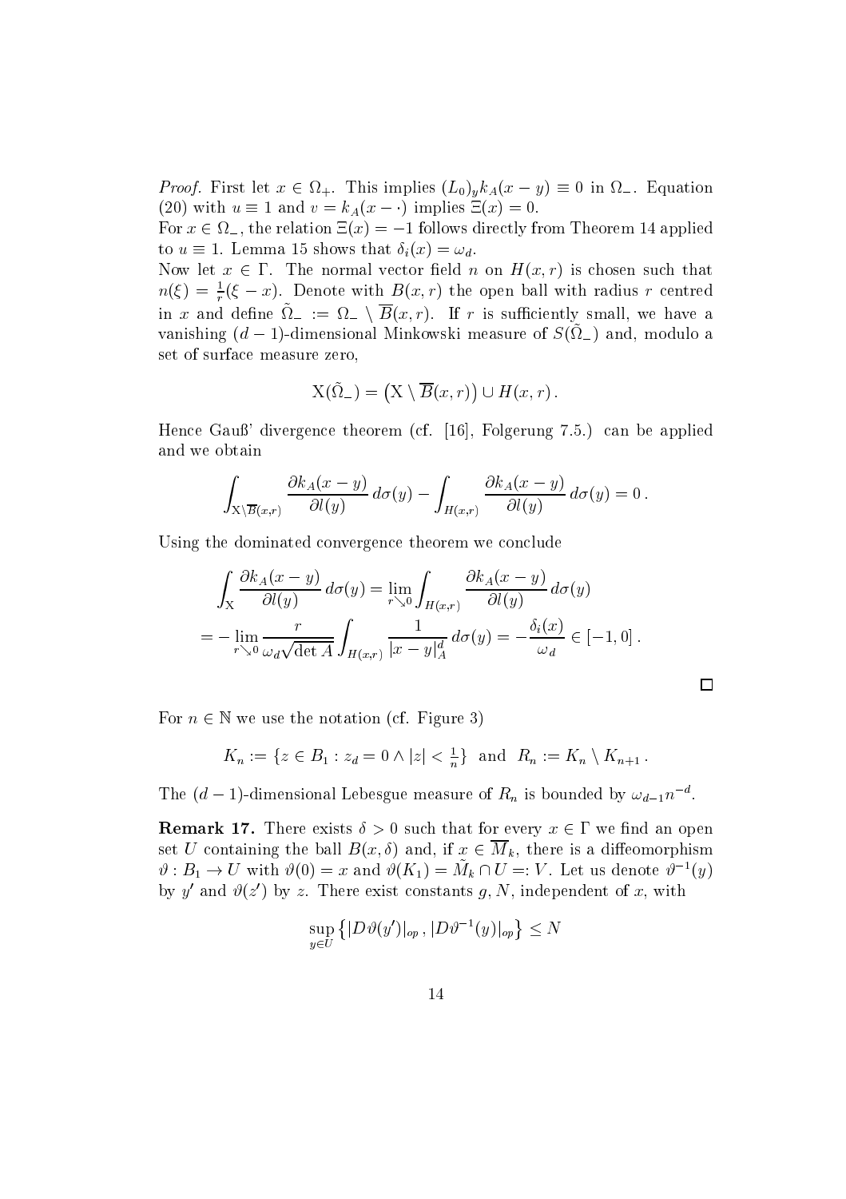*Proof.* First let $x \in \Omega_+$. This implies $(L_0)_y k_A(x-y) \equiv 0$ in $\Omega_-$. Equation (20) with $u \equiv 1$ and $v = k_A(x - \cdot)$ implies $\Xi(x) = 0$.

For $x \in \Omega_-$, the relation $\Xi(x) = -1$ follows directly from Theorem 14 applied to $u \equiv 1$. Lemma 15 shows that $\delta_i(x) = \omega_d$.

Now let $x \in \Gamma$. The normal vector field $n$ on $H(x,r)$ is chosen such that $n(\xi) = \frac{1}{r}(\xi - x)$. Denote with $B(x,r)$ the open ball with radius $r$ centred in $x$ and define $\tilde{\Omega}_- := \Omega_- \setminus \overline{B}(x,r)$. If $r$ is sufficiently small, we have a vanishing $(d-1)$-dimensional Minkowski measure of $S(\tilde{\Omega}_-)$ and, modulo a set of surface measure zero,

$$\mathrm{X}(\tilde{\Omega}_-) = \left(\mathrm{X} \setminus \overline{B}(x,r)\right) \cup H(x,r)\,.$$

Hence Gauß' divergence theorem (cf. [16], Folgerung 7.5.) can be applied and we obtain

$$\int_{\mathrm{X}\setminus\overline{B}(x,r)} \frac{\partial k_A(x-y)}{\partial l(y)}\, d\sigma(y) - \int_{H(x,r)} \frac{\partial k_A(x-y)}{\partial l(y)}\, d\sigma(y) = 0\,.$$

Using the dominated convergence theorem we conclude

$$\begin{aligned}
&\int_{\mathrm{X}} \frac{\partial k_A(x-y)}{\partial l(y)}\, d\sigma(y) = \lim_{r\searrow 0} \int_{H(x,r)} \frac{\partial k_A(x-y)}{\partial l(y)}\, d\sigma(y) \\
&= -\lim_{r\searrow 0} \frac{r}{\omega_d \sqrt{\det A}} \int_{H(x,r)} \frac{1}{|x-y|_A^d}\, d\sigma(y) = -\frac{\delta_i(x)}{\omega_d} \in [-1, 0]\,.
\end{aligned}$$

$\square$

For $n \in \mathbb{N}$ we use the notation (cf. Figure 3)

$$K_n := \{z \in B_1 : z_d = 0 \wedge |z| < \tfrac{1}{n}\} \quad \text{and} \quad R_n := K_n \setminus K_{n+1}\,.$$

The $(d-1)$-dimensional Lebesgue measure of $R_n$ is bounded by $\omega_{d-1} n^{-d}$.

**Remark 17.** There exists $\delta > 0$ such that for every $x \in \Gamma$ we find an open set $U$ containing the ball $B(x,\delta)$ and, if $x \in \overline{M}_k$, there is a diffeomorphism $\vartheta : B_1 \to U$ with $\vartheta(0) = x$ and $\vartheta(K_1) = \tilde{M}_k \cap U =: V$. Let us denote $\vartheta^{-1}(y)$ by $y'$ and $\vartheta(z')$ by $z$. There exist constants $g, N$, independent of $x$, with

$$\sup_{y\in U} \left\{ |D\vartheta(y')|_{op}\,, |D\vartheta^{-1}(y)|_{op} \right\} \le N$$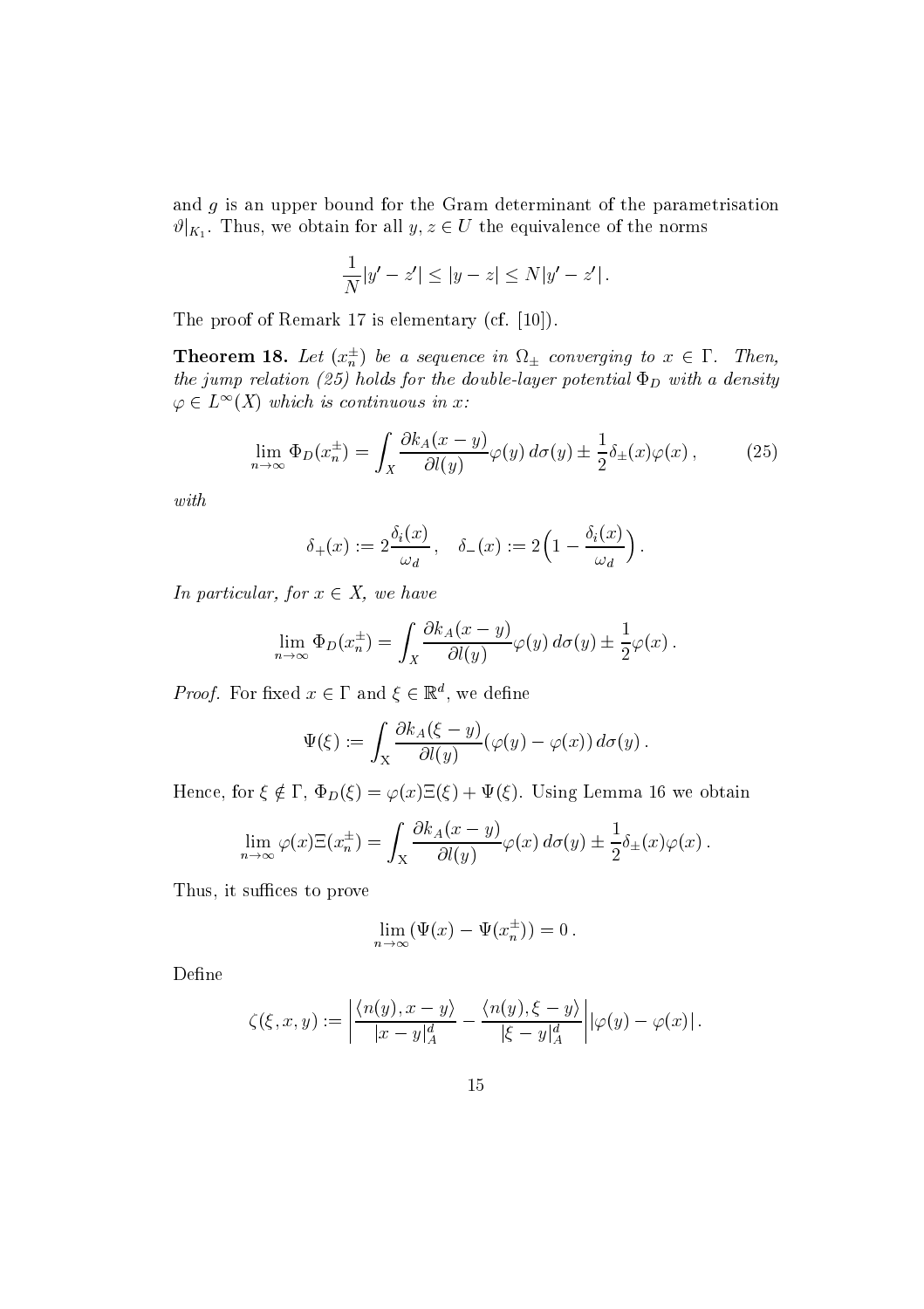and $g$ is an upper bound for the Gram determinant of the parametrisation $\vartheta|_{K_1}$. Thus, we obtain for all $y, z \in U$ the equivalence of the norms

$$\frac{1}{N}|y' - z'| \leq |y - z| \leq N|y' - z'|\,.$$

The proof of Remark 17 is elementary (cf. [10]).

**Theorem 18.** *Let $(x_n^\pm)$ be a sequence in $\Omega_\pm$ converging to $x \in \Gamma$. Then, the jump relation (25) holds for the double-layer potential $\Phi_D$ with a density $\varphi \in L^\infty(X)$ which is continuous in $x$:*

$$\lim_{n\to\infty} \Phi_D(x_n^\pm) = \int_X \frac{\partial k_A(x-y)}{\partial l(y)} \varphi(y)\, d\sigma(y) \pm \frac{1}{2}\delta_\pm(x)\varphi(x)\,, \tag{25}$$

*with*

$$\delta_+(x) := 2\frac{\delta_i(x)}{\omega_d}\,, \quad \delta_-(x) := 2\Big(1 - \frac{\delta_i(x)}{\omega_d}\Big)\,.$$

*In particular, for $x \in X$, we have*

$$\lim_{n\to\infty} \Phi_D(x_n^\pm) = \int_X \frac{\partial k_A(x-y)}{\partial l(y)} \varphi(y)\, d\sigma(y) \pm \frac{1}{2}\varphi(x)\,.$$

*Proof.* For fixed $x \in \Gamma$ and $\xi \in \mathbb{R}^d$, we define

$$\Psi(\xi) := \int_X \frac{\partial k_A(\xi-y)}{\partial l(y)} (\varphi(y) - \varphi(x))\, d\sigma(y)\,.$$

Hence, for $\xi \notin \Gamma$, $\Phi_D(\xi) = \varphi(x)\Xi(\xi) + \Psi(\xi)$. Using Lemma 16 we obtain

$$\lim_{n\to\infty} \varphi(x)\Xi(x_n^\pm) = \int_X \frac{\partial k_A(x-y)}{\partial l(y)} \varphi(x)\, d\sigma(y) \pm \frac{1}{2}\delta_\pm(x)\varphi(x)\,.$$

Thus, it suffices to prove

$$\lim_{n\to\infty} (\Psi(x) - \Psi(x_n^\pm)) = 0\,.$$

Define

$$\zeta(\xi, x, y) := \left|\frac{\langle n(y), x - y\rangle}{|x-y|_A^d} - \frac{\langle n(y), \xi - y\rangle}{|\xi - y|_A^d}\right| |\varphi(y) - \varphi(x)|\,.$$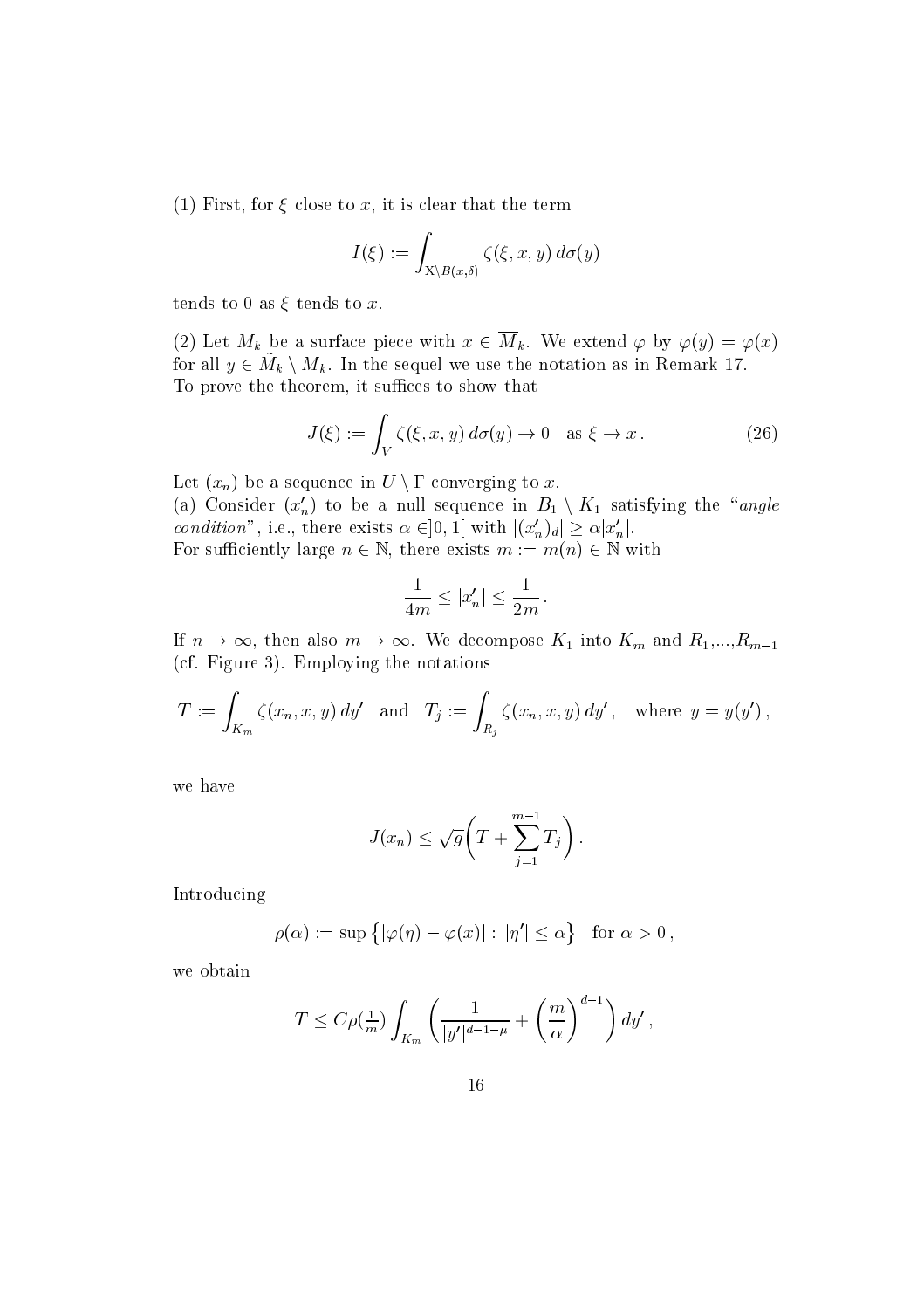(1) First, for $\xi$ close to $x$, it is clear that the term

$$I(\xi) := \int_{\mathrm{X}\setminus B(x,\delta)} \zeta(\xi, x, y)\, d\sigma(y)$$

tends to 0 as $\xi$ tends to $x$.

(2) Let $M_k$ be a surface piece with $x \in \overline{M}_k$. We extend $\varphi$ by $\varphi(y) = \varphi(x)$ for all $y \in \tilde{M}_k \setminus M_k$. In the sequel we use the notation as in Remark 17. To prove the theorem, it suffices to show that

$$J(\xi) := \int_V \zeta(\xi, x, y)\, d\sigma(y) \to 0 \quad \text{as } \xi \to x\,. \tag{26}$$

Let $(x_n)$ be a sequence in $U \setminus \Gamma$ converging to $x$.

(a) Consider $(x'_n)$ to be a null sequence in $B_1 \setminus K_1$ satisfying the "*angle condition*", i.e., there exists $\alpha \in ]0,1[$ with $|(x'_n)_d| \geq \alpha |x'_n|$.

For sufficiently large $n \in \mathbb{N}$, there exists $m := m(n) \in \mathbb{N}$ with

$$\frac{1}{4m} \leq |x'_n| \leq \frac{1}{2m}\,.$$

If $n \to \infty$, then also $m \to \infty$. We decompose $K_1$ into $K_m$ and $R_1$,...,$R_{m-1}$ (cf. Figure 3). Employing the notations

$$T := \int_{K_m} \zeta(x_n, x, y)\, dy' \quad \text{and} \quad T_j := \int_{R_j} \zeta(x_n, x, y)\, dy'\,, \quad \text{where } y = y(y')\,,$$

we have

$$J(x_n) \leq \sqrt{g}\bigg(T + \sum_{j=1}^{m-1} T_j\bigg)\,.$$

Introducing

$$\rho(\alpha) := \sup\left\{|\varphi(\eta) - \varphi(x)| : |\eta'| \leq \alpha\right\} \quad \text{for } \alpha > 0\,,$$

we obtain

$$T \leq C\rho(\tfrac{1}{m}) \int_{K_m} \left(\frac{1}{|y'|^{d-1-\mu}} + \left(\frac{m}{\alpha}\right)^{d-1}\right) dy'\,,$$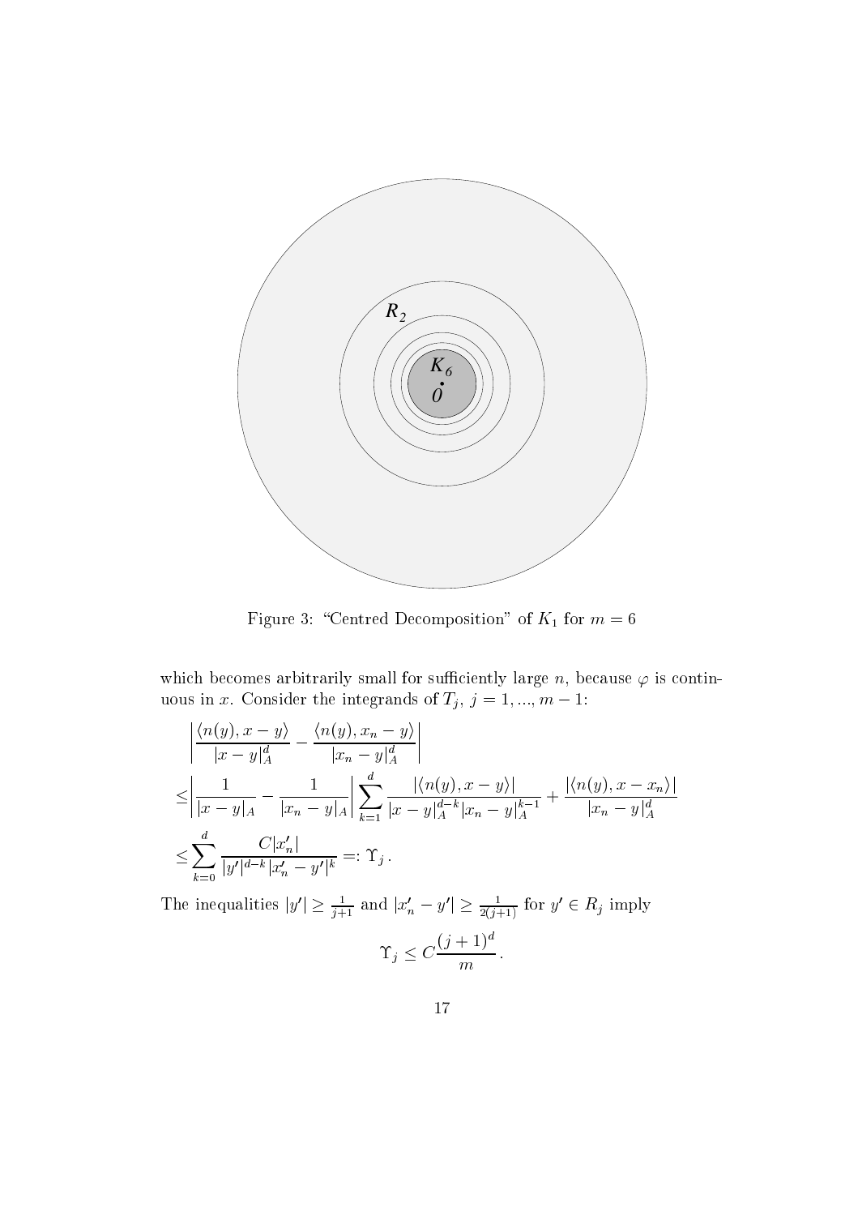Figure 3: "Centred Decomposition" of $K_1$ for $m = 6$

which becomes arbitrarily small for sufficiently large $n$, because $\varphi$ is continuous in $x$. Consider the integrands of $T_j$, $j = 1, ..., m-1$:

$$
\begin{aligned}
&\left| \frac{\langle n(y), x-y \rangle}{|x-y|_A^d} - \frac{\langle n(y), x_n - y \rangle}{|x_n - y|_A^d} \right| \\
\leq &\left| \frac{1}{|x-y|_A} - \frac{1}{|x_n - y|_A} \right| \sum_{k=1}^{d} \frac{|\langle n(y), x-y \rangle|}{|x-y|_A^{d-k} |x_n - y|_A^{k-1}} + \frac{|\langle n(y), x - x_n \rangle|}{|x_n - y|_A^d} \\
\leq &\sum_{k=0}^{d} \frac{C |x_n'|}{|y'|^{d-k} |x_n' - y'|^k} =: \Upsilon_j \,.
\end{aligned}
$$

The inequalities $|y'| \geq \frac{1}{j+1}$ and $|x_n' - y'| \geq \frac{1}{2(j+1)}$ for $y' \in R_j$ imply

$$
\Upsilon_j \leq C \frac{(j+1)^d}{m} \,.
$$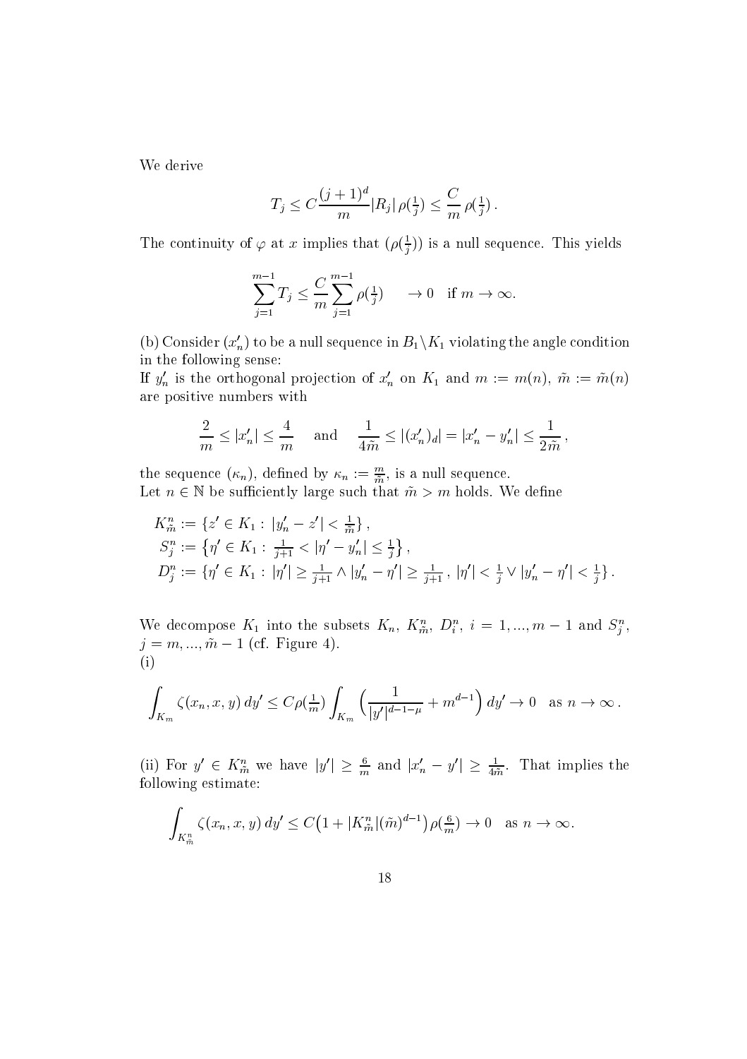We derive

$$T_j \leq C \frac{(j+1)^d}{m} |R_j| \, \rho(\tfrac{1}{j}) \leq \frac{C}{m} \, \rho(\tfrac{1}{j}) \, .$$

The continuity of $\varphi$ at $x$ implies that $(\rho(\frac{1}{j}))$ is a null sequence. This yields

$$\sum_{j=1}^{m-1} T_j \leq \frac{C}{m} \sum_{j=1}^{m-1} \rho(\tfrac{1}{j}) \qquad \to 0 \quad \text{if } m \to \infty.$$

(b) Consider $(x'_n)$ to be a null sequence in $B_1 \backslash K_1$ violating the angle condition in the following sense:
If $y'_n$ is the orthogonal projection of $x'_n$ on $K_1$ and $m := m(n)$, $\tilde{m} := \tilde{m}(n)$ are positive numbers with

$$\frac{2}{m} \leq |x'_n| \leq \frac{4}{m} \qquad \text{and} \qquad \frac{1}{4\tilde{m}} \leq |(x'_n)_d| = |x'_n - y'_n| \leq \frac{1}{2\tilde{m}} \, ,$$

the sequence $(\kappa_n)$, defined by $\kappa_n := \frac{m}{\tilde{m}}$, is a null sequence.
Let $n \in \mathbb{N}$ be sufficiently large such that $\tilde{m} > m$ holds. We define

$$\begin{aligned}
K^n_{\tilde{m}} &:= \{z' \in K_1 : \, |y'_n - z'| < \tfrac{1}{\tilde{m}}\} \, , \\
S^n_j &:= \left\{\eta' \in K_1 : \, \tfrac{1}{j+1} < |\eta' - y'_n| \leq \tfrac{1}{j}\right\} , \\
D^n_j &:= \{\eta' \in K_1 : \, |\eta'| \geq \tfrac{1}{j+1} \wedge |y'_n - \eta'| \geq \tfrac{1}{j+1} \, , \, |\eta'| < \tfrac{1}{j} \vee |y'_n - \eta'| < \tfrac{1}{j}\} \, .
\end{aligned}$$

We decompose $K_1$ into the subsets $K_n$, $K^n_{\tilde{m}}$, $D^n_i$, $i = 1, ..., m-1$ and $S^n_j$, $j = m, ..., \tilde{m}-1$ (cf. Figure 4).
(i)

$$\int_{K_m} \zeta(x_n, x, y) \, dy' \leq C \rho(\tfrac{1}{m}) \int_{K_m} \Big( \frac{1}{|y'|^{d-1-\mu}} + m^{d-1} \Big) \, dy' \to 0 \quad \text{as } n \to \infty \, .$$

(ii) For $y' \in K^n_{\tilde{m}}$ we have $|y'| \geq \frac{6}{m}$ and $|x'_n - y'| \geq \frac{1}{4\tilde{m}}$. That implies the following estimate:

$$\int_{K^n_{\tilde{m}}} \zeta(x_n, x, y) \, dy' \leq C \big( 1 + |K^n_{\tilde{m}}| (\tilde{m})^{d-1} \big) \, \rho(\tfrac{6}{m}) \to 0 \quad \text{as } n \to \infty.$$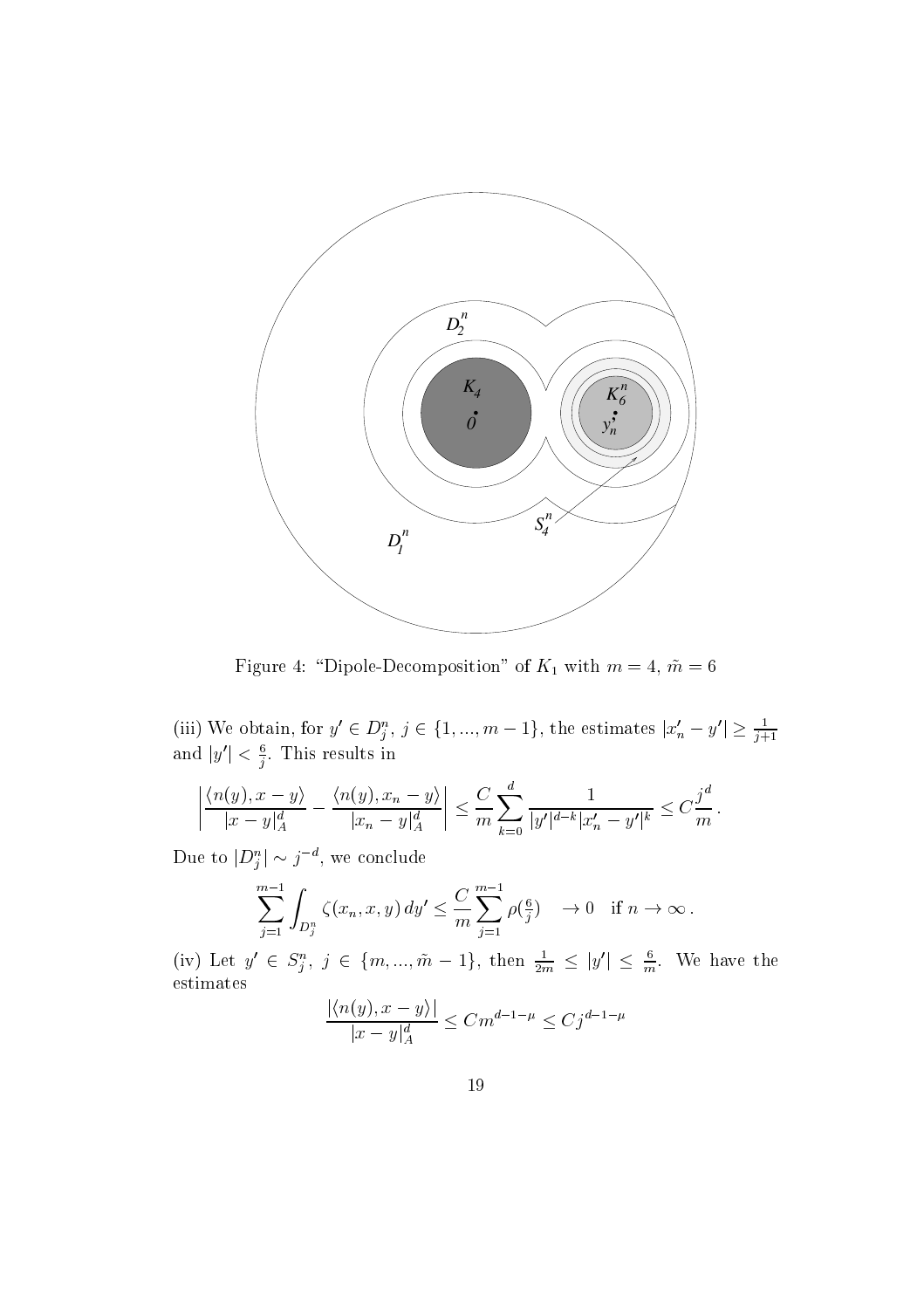Figure 4: "Dipole-Decomposition" of $K_1$ with $m = 4$, $\tilde{m} = 6$

(iii) We obtain, for $y' \in D_j^n$, $j \in \{1, ..., m-1\}$, the estimates $|x_n' - y'| \geq \frac{1}{j+1}$ and $|y'| < \frac{6}{j}$. This results in

$$\left| \frac{\langle n(y), x - y \rangle}{|x - y|_A^d} - \frac{\langle n(y), x_n - y \rangle}{|x_n - y|_A^d} \right| \leq \frac{C}{m} \sum_{k=0}^{d} \frac{1}{|y'|^{d-k} |x_n' - y'|^k} \leq C \frac{j^d}{m} .$$

Due to $|D_j^n| \sim j^{-d}$, we conclude

$$\sum_{j=1}^{m-1} \int_{D_j^n} \zeta(x_n, x, y) \, dy' \leq \frac{C}{m} \sum_{j=1}^{m-1} \rho(\tfrac{6}{j}) \quad \to 0 \quad \text{if } n \to \infty .$$

(iv) Let $y' \in S_j^n$, $j \in \{m, ..., \tilde{m} - 1\}$, then $\frac{1}{2m} \leq |y'| \leq \frac{6}{m}$. We have the estimates

$$\frac{|\langle n(y), x - y \rangle|}{|x - y|_A^d} \leq C m^{d-1-\mu} \leq C j^{d-1-\mu}$$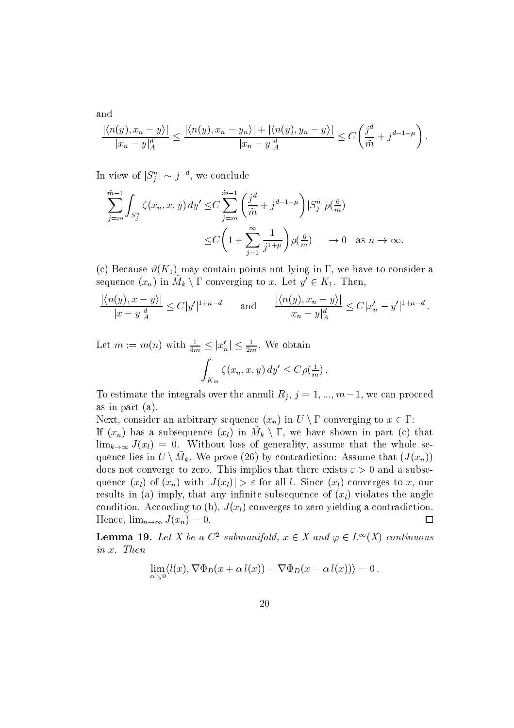and

$$\frac{|\langle n(y), x_n - y\rangle|}{|x_n - y|_A^d} \leq \frac{|\langle n(y), x_n - y_n\rangle| + |\langle n(y), y_n - y\rangle|}{|x_n - y|_A^d} \leq C\left(\frac{j^d}{\tilde{m}} + j^{d-1-\mu}\right).$$

In view of $|S_j^n| \sim j^{-d}$, we conclude

$$\begin{aligned}\sum_{j=m}^{\tilde{m}-1} \int_{S_j^n} \zeta(x_n, x, y)\, dy' \leq & C \sum_{j=m}^{\tilde{m}-1} \left(\frac{j^d}{\tilde{m}} + j^{d-1-\mu}\right) |S_j^n| \rho(\tfrac{6}{m}) \\ \leq & C\left(1 + \sum_{j=1}^{\infty} \frac{1}{j^{1+\mu}}\right) \rho(\tfrac{6}{m}) \qquad \to 0 \quad \text{as } n \to \infty.\end{aligned}$$

(c) Because $\vartheta(K_1)$ may contain points not lying in $\Gamma$, we have to consider a sequence $(x_n)$ in $\tilde{M}_k \setminus \Gamma$ converging to $x$. Let $y' \in K_1$. Then,

$$\frac{|\langle n(y), x - y\rangle|}{|x - y|_A^d} \leq C|y'|^{1+\mu-d} \qquad \text{and} \qquad \frac{|\langle n(y), x_n - y\rangle|}{|x_n - y|_A^d} \leq C|x_n' - y'|^{1+\mu-d}.$$

Let $m := m(n)$ with $\frac{1}{4m} \leq |x_n'| \leq \frac{1}{2m}$. We obtain

$$\int_{K_m} \zeta(x_n, x, y)\, dy' \leq C\rho(\tfrac{1}{m}).$$

To estimate the integrals over the annuli $R_j$, $j = 1, ..., m-1$, we can proceed as in part (a).

Next, consider an arbitrary sequence $(x_n)$ in $U \setminus \Gamma$ converging to $x \in \Gamma$:
If $(x_n)$ has a subsequence $(x_l)$ in $\tilde{M}_k \setminus \Gamma$, we have shown in part (c) that $\lim_{k\to\infty} J(x_l) = 0$. Without loss of generality, assume that the whole sequence lies in $U \setminus \tilde{M}_k$. We prove (26) by contradiction: Assume that $(J(x_n))$ does not converge to zero. This implies that there exists $\varepsilon > 0$ and a subsequence $(x_l)$ of $(x_n)$ with $|J(x_l)| > \varepsilon$ for all $l$. Since $(x_l)$ converges to $x$, our results in (a) imply, that any infinite subsequence of $(x_l)$ violates the angle condition. According to (b), $J(x_l)$ converges to zero yielding a contradiction. Hence, $\lim_{n\to\infty} J(x_n) = 0$. ◻

**Lemma 19.** *Let $X$ be a $C^2$-submanifold, $x \in X$ and $\varphi \in L^\infty(X)$ continuous in $x$. Then*

$$\lim_{\alpha \searrow 0} \langle l(x), \nabla\Phi_D(x + \alpha\, l(x)) - \nabla\Phi_D(x - \alpha\, l(x))\rangle = 0.$$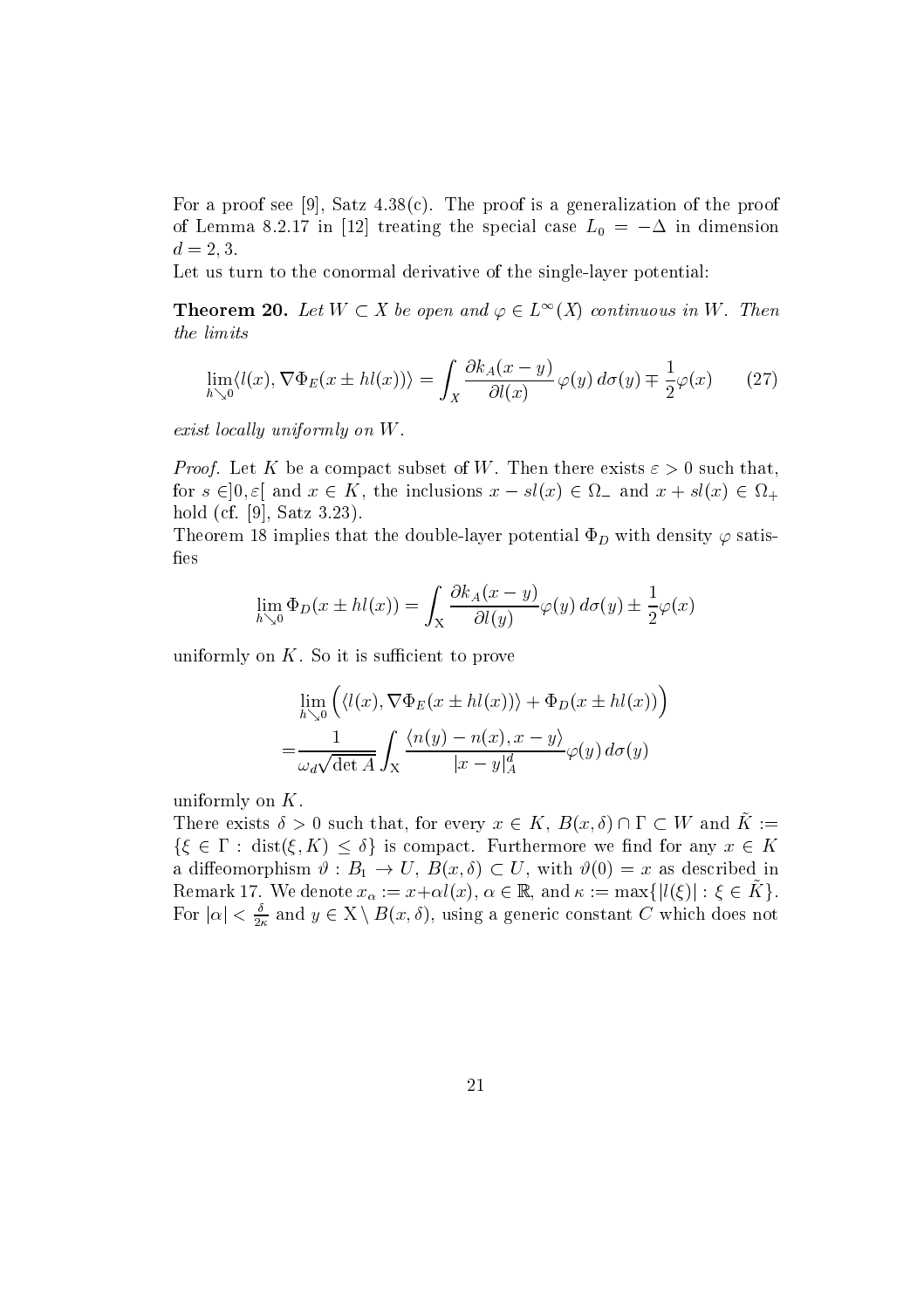For a proof see [9], Satz 4.38(c). The proof is a generalization of the proof of Lemma 8.2.17 in [12] treating the special case $L_0 = -\Delta$ in dimension $d = 2, 3$.

Let us turn to the conormal derivative of the single-layer potential:

**Theorem 20.** *Let $W \subset X$ be open and $\varphi \in L^\infty(X)$ continuous in $W$. Then the limits*

$$\lim_{h \searrow 0} \langle l(x), \nabla \Phi_E(x \pm hl(x)) \rangle = \int_X \frac{\partial k_A(x-y)}{\partial l(x)} \varphi(y)\, d\sigma(y) \mp \frac{1}{2}\varphi(x) \qquad (27)$$

*exist locally uniformly on $W$.*

*Proof.* Let $K$ be a compact subset of $W$. Then there exists $\varepsilon > 0$ such that, for $s \in ]0, \varepsilon[$ and $x \in K$, the inclusions $x - sl(x) \in \Omega_-$ and $x + sl(x) \in \Omega_+$ hold (cf. [9], Satz 3.23).

Theorem 18 implies that the double-layer potential $\Phi_D$ with density $\varphi$ satisfies

$$\lim_{h \searrow 0} \Phi_D(x \pm hl(x)) = \int_X \frac{\partial k_A(x-y)}{\partial l(y)} \varphi(y)\, d\sigma(y) \pm \frac{1}{2}\varphi(x)$$

uniformly on $K$. So it is sufficient to prove

$$\begin{aligned}
&\lim_{h \searrow 0} \Big( \langle l(x), \nabla \Phi_E(x \pm hl(x)) \rangle + \Phi_D(x \pm hl(x)) \Big) \\
=&\frac{1}{\omega_d \sqrt{\det A}} \int_X \frac{\langle n(y) - n(x), x-y \rangle}{|x-y|_A^d} \varphi(y)\, d\sigma(y)
\end{aligned}$$

uniformly on $K$.

There exists $\delta > 0$ such that, for every $x \in K$, $B(x, \delta) \cap \Gamma \subset W$ and $\tilde{K} := \{\xi \in \Gamma : \operatorname{dist}(\xi, K) \leq \delta\}$ is compact. Furthermore we find for any $x \in K$ a diffeomorphism $\vartheta : B_1 \to U$, $B(x, \delta) \subset U$, with $\vartheta(0) = x$ as described in Remark 17. We denote $x_\alpha := x + \alpha l(x)$, $\alpha \in \mathbb{R}$, and $\kappa := \max\{|l(\xi)| : \xi \in \tilde{K}\}$. For $|\alpha| < \frac{\delta}{2\kappa}$ and $y \in X \setminus B(x, \delta)$, using a generic constant $C$ which does not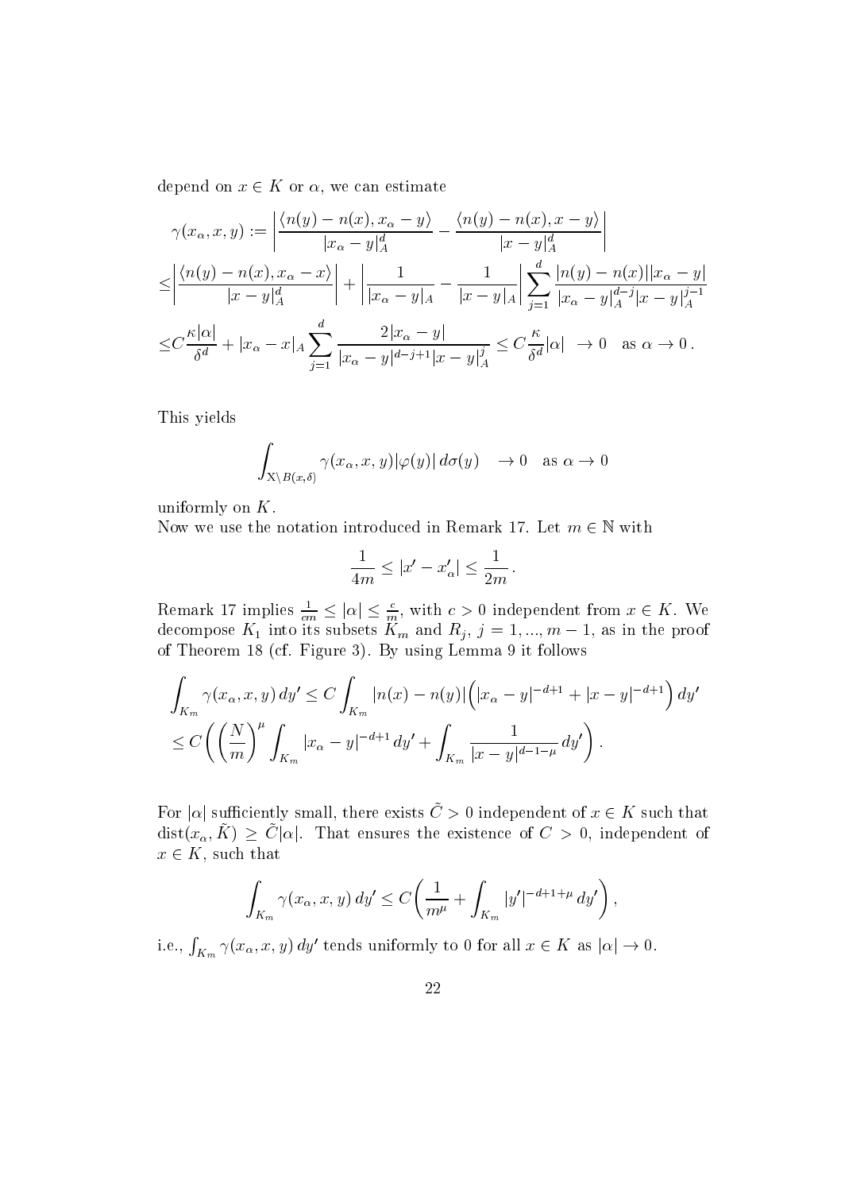depend on $x \in K$ or $\alpha$, we can estimate

$$
\begin{aligned}
\gamma(x_\alpha, x, y) &:= \left| \frac{\langle n(y) - n(x), x_\alpha - y\rangle}{|x_\alpha - y|_A^d} - \frac{\langle n(y) - n(x), x - y\rangle}{|x - y|_A^d} \right| \\
\leq & \left| \frac{\langle n(y) - n(x), x_\alpha - x\rangle}{|x - y|_A^d} \right| + \left| \frac{1}{|x_\alpha - y|_A} - \frac{1}{|x - y|_A} \right| \sum_{j=1}^{d} \frac{|n(y) - n(x)||x_\alpha - y|}{|x_\alpha - y|_A^{d-j} |x - y|_A^{j-1}} \\
\leq & C \frac{\kappa |\alpha|}{\delta^d} + |x_\alpha - x|_A \sum_{j=1}^{d} \frac{2|x_\alpha - y|}{|x_\alpha - y|^{d-j+1} |x - y|_A^j} \leq C \frac{\kappa}{\delta^d} |\alpha| \quad \to 0 \quad \text{as } \alpha \to 0\,.
\end{aligned}
$$

This yields

$$
\int_{\mathrm{X} \setminus B(x,\delta)} \gamma(x_\alpha, x, y) |\varphi(y)| \, d\sigma(y) \quad \to 0 \quad \text{as } \alpha \to 0
$$

uniformly on $K$.

Now we use the notation introduced in Remark 17. Let $m \in \mathbb{N}$ with

$$
\frac{1}{4m} \leq |x' - x'_\alpha| \leq \frac{1}{2m}\,.
$$

Remark 17 implies $\frac{1}{cm} \leq |\alpha| \leq \frac{c}{m}$, with $c > 0$ independent from $x \in K$. We decompose $K_1$ into its subsets $K_m$ and $R_j$, $j = 1, ..., m-1$, as in the proof of Theorem 18 (cf. Figure 3). By using Lemma 9 it follows

$$
\begin{aligned}
&\int_{K_m} \gamma(x_\alpha, x, y) \, dy' \leq C \int_{K_m} |n(x) - n(y)| \Big( |x_\alpha - y|^{-d+1} + |x - y|^{-d+1} \Big) \, dy' \\
&\leq C \bigg( \left( \frac{N}{m} \right)^\mu \int_{K_m} |x_\alpha - y|^{-d+1} \, dy' + \int_{K_m} \frac{1}{|x - y|^{d-1-\mu}} \, dy' \bigg)\,.
\end{aligned}
$$

For $|\alpha|$ sufficiently small, there exists $\tilde{C} > 0$ independent of $x \in K$ such that $\operatorname{dist}(x_\alpha, \tilde{K}) \geq \tilde{C}|\alpha|$. That ensures the existence of $C > 0$, independent of $x \in K$, such that

$$
\int_{K_m} \gamma(x_\alpha, x, y) \, dy' \leq C \bigg( \frac{1}{m^\mu} + \int_{K_m} |y'|^{-d+1+\mu} \, dy' \bigg)\,,
$$

i.e., $\int_{K_m} \gamma(x_\alpha, x, y) \, dy'$ tends uniformly to 0 for all $x \in K$ as $|\alpha| \to 0$.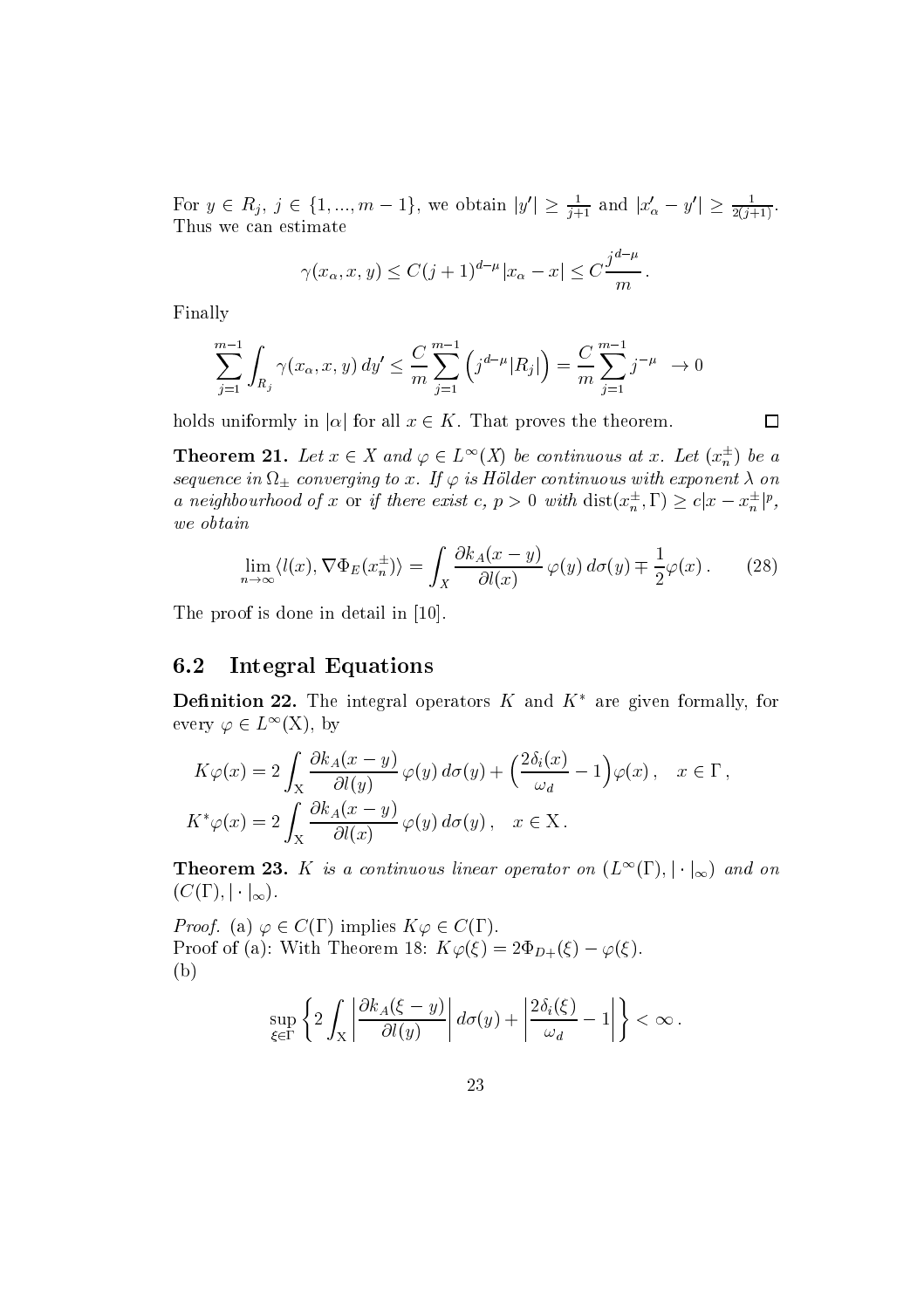For $y \in R_j,\ j \in \{1, ..., m-1\}$, we obtain $|y'| \geq \frac{1}{j+1}$ and $|x'_\alpha - y'| \geq \frac{1}{2(j+1)}$. Thus we can estimate

$$\gamma(x_\alpha, x, y) \leq C(j+1)^{d-\mu}|x_\alpha - x| \leq C\frac{j^{d-\mu}}{m}\,.$$

Finally

$$\sum_{j=1}^{m-1}\int_{R_j}\gamma(x_\alpha, x, y)\,dy' \leq \frac{C}{m}\sum_{j=1}^{m-1}\left(j^{d-\mu}|R_j|\right) = \frac{C}{m}\sum_{j=1}^{m-1}j^{-\mu} \;\; \to 0$$

holds uniformly in $|\alpha|$ for all $x \in K$. That proves the theorem. $\square$

**Theorem 21.** *Let $x \in X$ and $\varphi \in L^\infty(X)$ be continuous at $x$. Let $(x_n^\pm)$ be a sequence in $\Omega_\pm$ converging to $x$. If $\varphi$ is Hölder continuous with exponent $\lambda$ on a neighbourhood of $x$* or *if there exist $c,\ p > 0$ with $\operatorname{dist}(x_n^\pm, \Gamma) \geq c|x - x_n^\pm|^p$, we obtain*

$$\lim_{n\to\infty}\langle l(x), \nabla\Phi_E(x_n^\pm)\rangle = \int_X \frac{\partial k_A(x-y)}{\partial l(x)}\,\varphi(y)\,d\sigma(y) \mp \frac{1}{2}\varphi(x)\,. \qquad (28)$$

The proof is done in detail in [10].

## 6.2 Integral Equations

**Definition 22.** The integral operators $K$ and $K^*$ are given formally, for every $\varphi \in L^\infty(\mathrm{X})$, by

$$K\varphi(x) = 2\int_{\mathrm{X}} \frac{\partial k_A(x-y)}{\partial l(y)}\,\varphi(y)\,d\sigma(y) + \Big(\frac{2\delta_i(x)}{\omega_d} - 1\Big)\varphi(x)\,, \quad x \in \Gamma\,,$$

$$K^*\varphi(x) = 2\int_{\mathrm{X}} \frac{\partial k_A(x-y)}{\partial l(x)}\,\varphi(y)\,d\sigma(y)\,, \quad x \in \mathrm{X}\,.$$

**Theorem 23.** *$K$ is a continuous linear operator on $(L^\infty(\Gamma), |\cdot|_\infty)$ and on $(C(\Gamma), |\cdot|_\infty)$.*

*Proof.* (a) $\varphi \in C(\Gamma)$ implies $K\varphi \in C(\Gamma)$.
Proof of (a): With Theorem 18: $K\varphi(\xi) = 2\Phi_{D+}(\xi) - \varphi(\xi)$.
(b)

$$\sup_{\xi\in\Gamma}\left\{2\int_{\mathrm{X}}\left|\frac{\partial k_A(\xi - y)}{\partial l(y)}\right|d\sigma(y) + \left|\frac{2\delta_i(\xi)}{\omega_d} - 1\right|\right\} < \infty\,.$$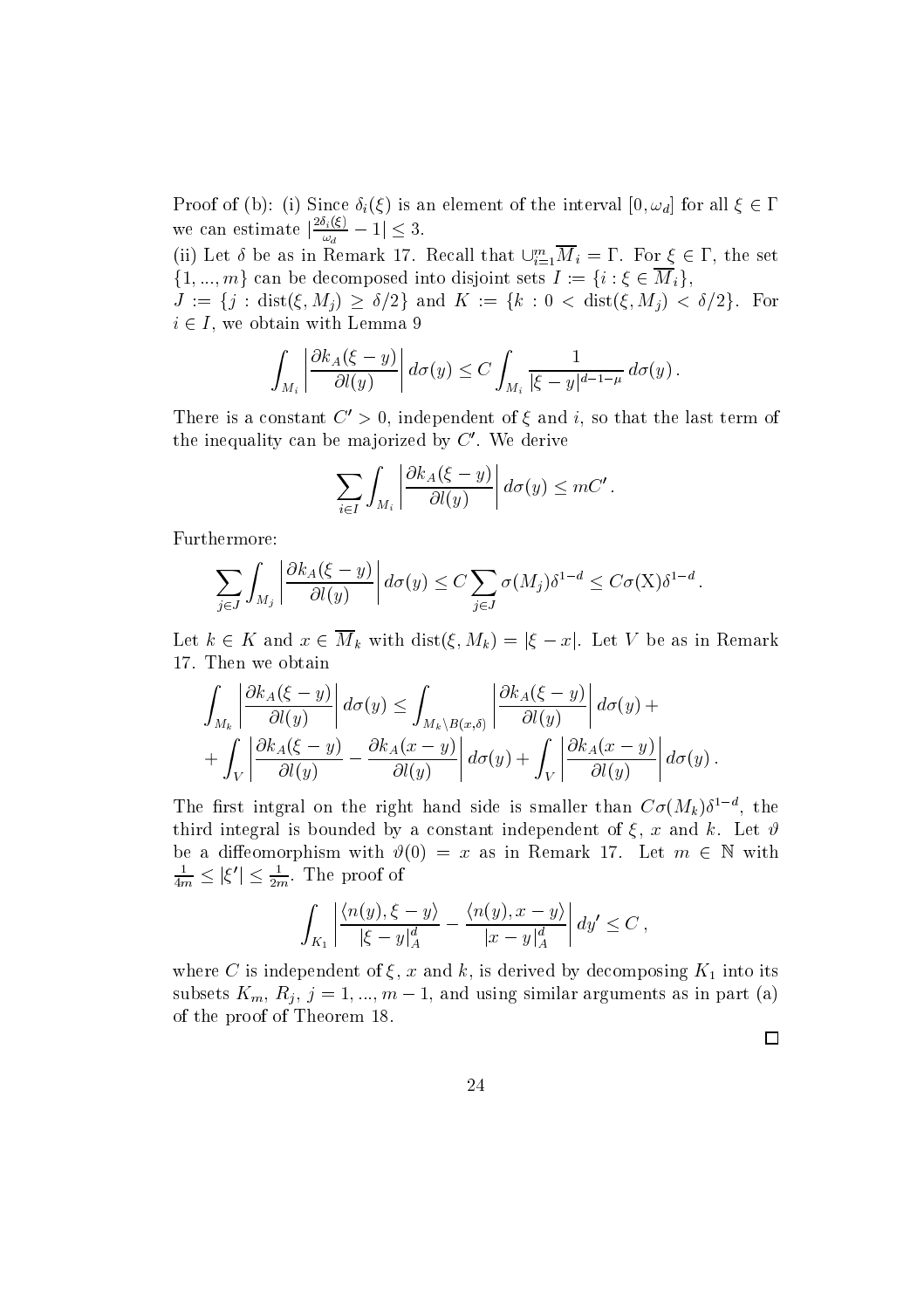Proof of (b): (i) Since $\delta_i(\xi)$ is an element of the interval $[0, \omega_d]$ for all $\xi \in \Gamma$ we can estimate $|\frac{2\delta_i(\xi)}{\omega_d} - 1| \leq 3$.

(ii) Let $\delta$ be as in Remark 17. Recall that $\cup_{i=1}^m \overline{M}_i = \Gamma$. For $\xi \in \Gamma$, the set $\{1, ..., m\}$ can be decomposed into disjoint sets $I := \{i : \xi \in \overline{M}_i\}$, $J := \{j : \operatorname{dist}(\xi, M_j) \geq \delta/2\}$ and $K := \{k : 0 < \operatorname{dist}(\xi, M_j) < \delta/2\}$. For $i \in I$, we obtain with Lemma 9

$$\int_{M_i} \left| \frac{\partial k_A(\xi - y)}{\partial l(y)} \right| d\sigma(y) \leq C \int_{M_i} \frac{1}{|\xi - y|^{d-1-\mu}} \, d\sigma(y) \, .$$

There is a constant $C' > 0$, independent of $\xi$ and $i$, so that the last term of the inequality can be majorized by $C'$. We derive

$$\sum_{i \in I} \int_{M_i} \left| \frac{\partial k_A(\xi - y)}{\partial l(y)} \right| d\sigma(y) \leq mC' \, .$$

Furthermore:

$$\sum_{j \in J} \int_{M_j} \left| \frac{\partial k_A(\xi - y)}{\partial l(y)} \right| d\sigma(y) \leq C \sum_{j \in J} \sigma(M_j) \delta^{1-d} \leq C \sigma(\mathrm{X}) \delta^{1-d} \, .$$

Let $k \in K$ and $x \in \overline{M}_k$ with $\operatorname{dist}(\xi, M_k) = |\xi - x|$. Let $V$ be as in Remark 17. Then we obtain

$$\begin{aligned}
\int_{M_k} \left| \frac{\partial k_A(\xi - y)}{\partial l(y)} \right| d\sigma(y) &\leq \int_{M_k \setminus B(x,\delta)} \left| \frac{\partial k_A(\xi - y)}{\partial l(y)} \right| d\sigma(y) + \\
+ \int_V \left| \frac{\partial k_A(\xi - y)}{\partial l(y)} - \frac{\partial k_A(x - y)}{\partial l(y)} \right| d\sigma(y) &+ \int_V \left| \frac{\partial k_A(x - y)}{\partial l(y)} \right| d\sigma(y) \, .
\end{aligned}$$

The first intgral on the right hand side is smaller than $C\sigma(M_k)\delta^{1-d}$, the third integral is bounded by a constant independent of $\xi$, $x$ and $k$. Let $\vartheta$ be a diffeomorphism with $\vartheta(0) = x$ as in Remark 17. Let $m \in \mathbb{N}$ with $\frac{1}{4m} \leq |\xi'| \leq \frac{1}{2m}$. The proof of

$$\int_{K_1} \left| \frac{\langle n(y), \xi - y \rangle}{|\xi - y|_A^d} - \frac{\langle n(y), x - y \rangle}{|x - y|_A^d} \right| dy' \leq C \, ,$$

where $C$ is independent of $\xi$, $x$ and $k$, is derived by decomposing $K_1$ into its subsets $K_m$, $R_j$, $j = 1, ..., m-1$, and using similar arguments as in part (a) of the proof of Theorem 18.

□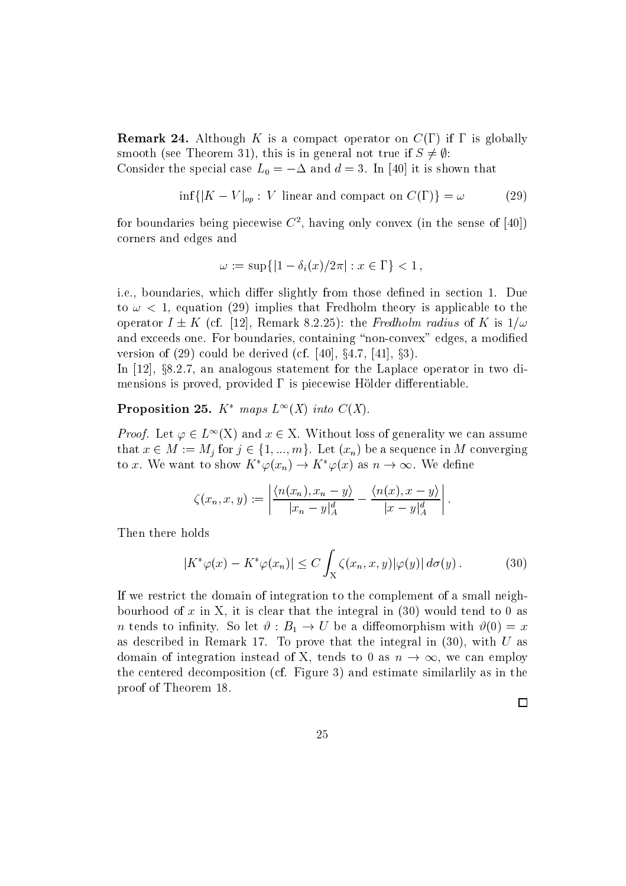**Remark 24.** Although $K$ is a compact operator on $C(\Gamma)$ if $\Gamma$ is globally smooth (see Theorem 31), this is in general not true if $S \neq \emptyset$:
Consider the special case $L_0 = -\Delta$ and $d = 3$. In [40] it is shown that

$$\inf\{|K - V|_{op} : \ V \text{ linear and compact on } C(\Gamma)\} = \omega \tag{29}$$

for boundaries being piecewise $C^2$, having only convex (in the sense of [40]) corners and edges and

$$\omega := \sup\{|1 - \delta_i(x)/2\pi| : x \in \Gamma\} < 1\,,$$

i.e., boundaries, which differ slightly from those defined in section 1. Due to $\omega < 1$, equation (29) implies that Fredholm theory is applicable to the operator $I \pm K$ (cf. [12], Remark 8.2.25): the *Fredholm radius* of $K$ is $1/\omega$ and exceeds one. For boundaries, containing "non-convex" edges, a modified version of (29) could be derived (cf. [40], §4.7, [41], §3).
In [12], §8.2.7, an analogous statement for the Laplace operator in two dimensions is proved, provided $\Gamma$ is piecewise Hölder differentiable.

**Proposition 25.** *$K^*$ maps $L^\infty(X)$ into $C(X)$.*

*Proof.* Let $\varphi \in L^\infty(\mathrm{X})$ and $x \in \mathrm{X}$. Without loss of generality we can assume that $x \in M := M_j$ for $j \in \{1, ..., m\}$. Let $(x_n)$ be a sequence in $M$ converging to $x$. We want to show $K^*\varphi(x_n) \to K^*\varphi(x)$ as $n \to \infty$. We define

$$\zeta(x_n, x, y) := \left| \frac{\langle n(x_n), x_n - y\rangle}{|x_n - y|_A^d} - \frac{\langle n(x), x - y\rangle}{|x - y|_A^d} \right| .$$

Then there holds

$$|K^*\varphi(x) - K^*\varphi(x_n)| \leq C \int_{\mathrm{X}} \zeta(x_n, x, y)|\varphi(y)|\, d\sigma(y)\,. \tag{30}$$

If we restrict the domain of integration to the complement of a small neighbourhood of $x$ in X, it is clear that the integral in (30) would tend to 0 as $n$ tends to infinity. So let $\vartheta : B_1 \to U$ be a diffeomorphism with $\vartheta(0) = x$ as described in Remark 17. To prove that the integral in (30), with $U$ as domain of integration instead of X, tends to 0 as $n \to \infty$, we can employ the centered decomposition (cf. Figure 3) and estimate similarlily as in the proof of Theorem 18.

□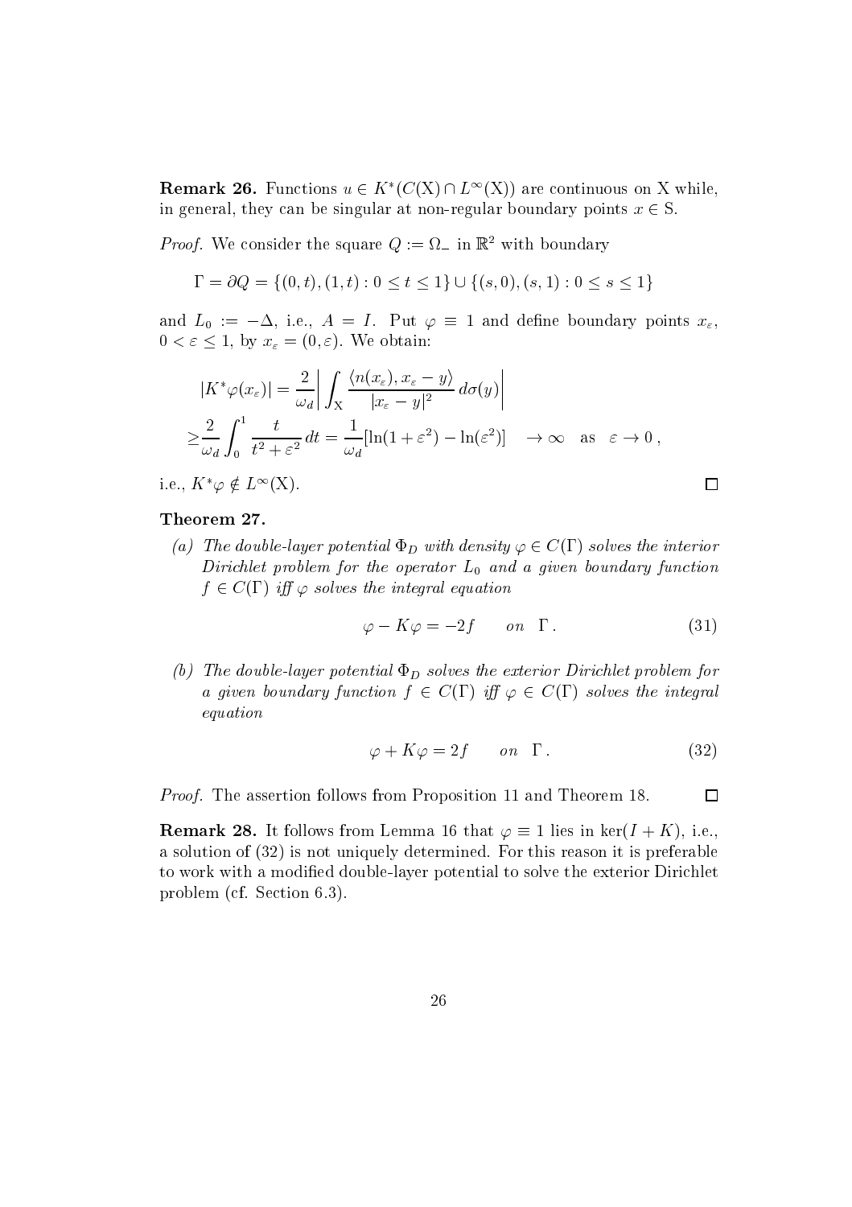**Remark 26.** Functions $u \in K^*(C(\mathrm{X}) \cap L^\infty(\mathrm{X}))$ are continuous on X while, in general, they can be singular at non-regular boundary points $x \in \mathrm{S}$.

*Proof.* We consider the square $Q := \Omega_-$ in $\mathbb{R}^2$ with boundary

$$\Gamma = \partial Q = \{(0,t),(1,t) : 0 \le t \le 1\} \cup \{(s,0),(s,1) : 0 \le s \le 1\}$$

and $L_0 := -\Delta$, i.e., $A = I$. Put $\varphi \equiv 1$ and define boundary points $x_\varepsilon$, $0 < \varepsilon \le 1$, by $x_\varepsilon = (0, \varepsilon)$. We obtain:

$$\begin{aligned}
&|K^*\varphi(x_\varepsilon)| = \frac{2}{\omega_d}\left| \int_{\mathrm{X}} \frac{\langle n(x_\varepsilon), x_\varepsilon - y\rangle}{|x_\varepsilon - y|^2}\, d\sigma(y) \right| \\
\ge &\frac{2}{\omega_d}\int_0^1 \frac{t}{t^2+\varepsilon^2}\, dt = \frac{1}{\omega_d}[\ln(1+\varepsilon^2) - \ln(\varepsilon^2)] \quad \to \infty \quad \text{as} \quad \varepsilon \to 0\,,
\end{aligned}$$

i.e., $K^*\varphi \notin L^\infty(\mathrm{X})$. □

**Theorem 27.**

*(a) The double-layer potential $\Phi_D$ with density $\varphi \in C(\Gamma)$ solves the interior Dirichlet problem for the operator $L_0$ and a given boundary function $f \in C(\Gamma)$ iff $\varphi$ solves the integral equation*

$$\varphi - K\varphi = -2f \qquad on \quad \Gamma\,. \tag{31}$$

*(b) The double-layer potential $\Phi_D$ solves the exterior Dirichlet problem for a given boundary function $f \in C(\Gamma)$ iff $\varphi \in C(\Gamma)$ solves the integral equation*

$$\varphi + K\varphi = 2f \qquad on \quad \Gamma\,. \tag{32}$$

*Proof.* The assertion follows from Proposition 11 and Theorem 18. □

**Remark 28.** It follows from Lemma 16 that $\varphi \equiv 1$ lies in $\ker(I + K)$, i.e., a solution of (32) is not uniquely determined. For this reason it is preferable to work with a modified double-layer potential to solve the exterior Dirichlet problem (cf. Section 6.3).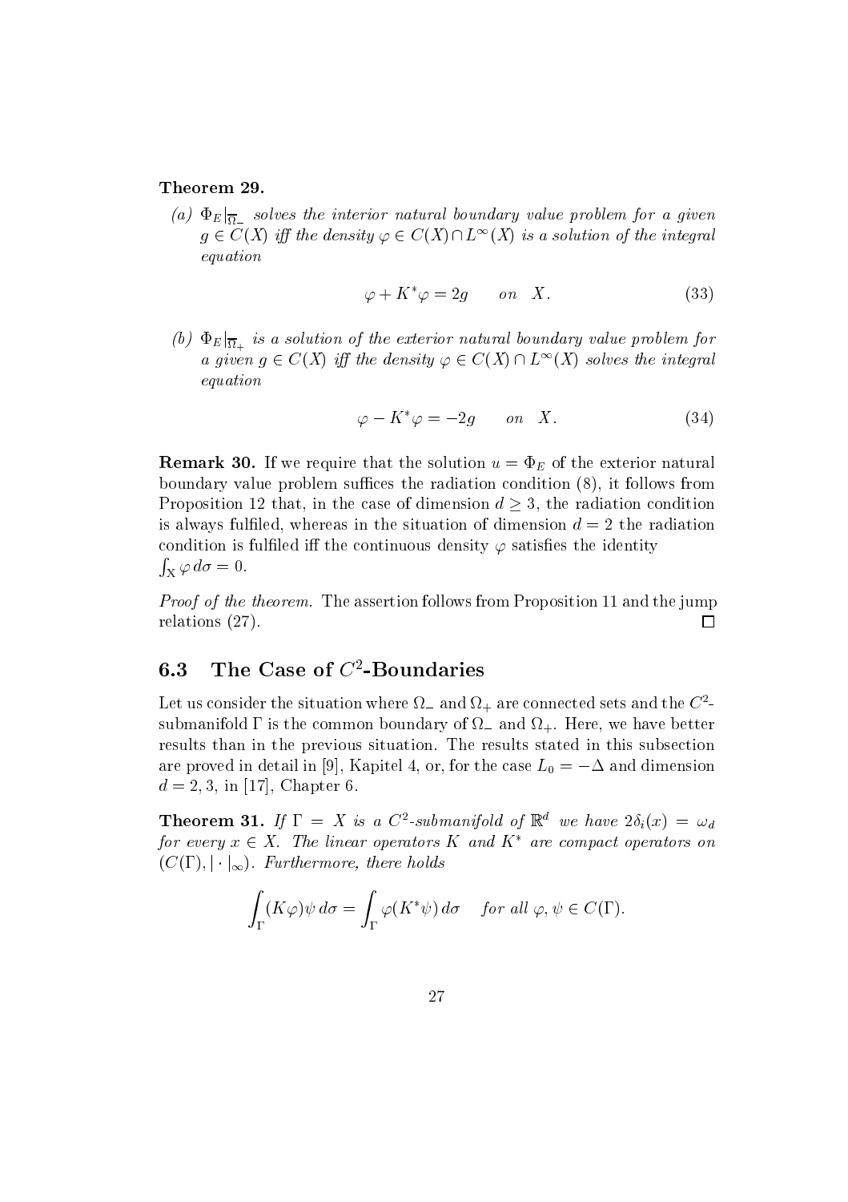**Theorem 29.**

*(a)* $\Phi_E|_{\overline{\Omega_-}}$ *solves the interior natural boundary value problem for a given* $g \in C(X)$ *iff the density* $\varphi \in C(X) \cap L^\infty(X)$ *is a solution of the integral equation*

$$\varphi + K^*\varphi = 2g \qquad on \quad X. \tag{33}$$

*(b)* $\Phi_E|_{\overline{\Omega_+}}$ *is a solution of the exterior natural boundary value problem for a given* $g \in C(X)$ *iff the density* $\varphi \in C(X) \cap L^\infty(X)$ *solves the integral equation*

$$\varphi - K^*\varphi = -2g \qquad on \quad X. \tag{34}$$

**Remark 30.** If we require that the solution $u = \Phi_E$ of the exterior natural boundary value problem suffices the radiation condition (8), it follows from Proposition 12 that, in the case of dimension $d \geq 3$, the radiation condition is always fulfiled, whereas in the situation of dimension $d = 2$ the radiation condition is fulfiled iff the continuous density $\varphi$ satisfies the identity $\int_X \varphi \, d\sigma = 0$.

*Proof of the theorem.* The assertion follows from Proposition 11 and the jump relations (27). ◻

## 6.3 The Case of $C^2$-Boundaries

Let us consider the situation where $\Omega_-$ and $\Omega_+$ are connected sets and the $C^2$-submanifold $\Gamma$ is the common boundary of $\Omega_-$ and $\Omega_+$. Here, we have better results than in the previous situation. The results stated in this subsection are proved in detail in [9], Kapitel 4, or, for the case $L_0 = -\Delta$ and dimension $d = 2, 3$, in [17], Chapter 6.

**Theorem 31.** *If* $\Gamma = X$ *is a* $C^2$*-submanifold of* $\mathbb{R}^d$ *we have* $2\delta_i(x) = \omega_d$ *for every* $x \in X$*. The linear operators* $K$ *and* $K^*$ *are compact operators on* $(C(\Gamma), |\cdot|_\infty)$*. Furthermore, there holds*

$$\int_\Gamma (K\varphi)\psi \, d\sigma = \int_\Gamma \varphi(K^*\psi) \, d\sigma \qquad for\ all\ \varphi, \psi \in C(\Gamma).$$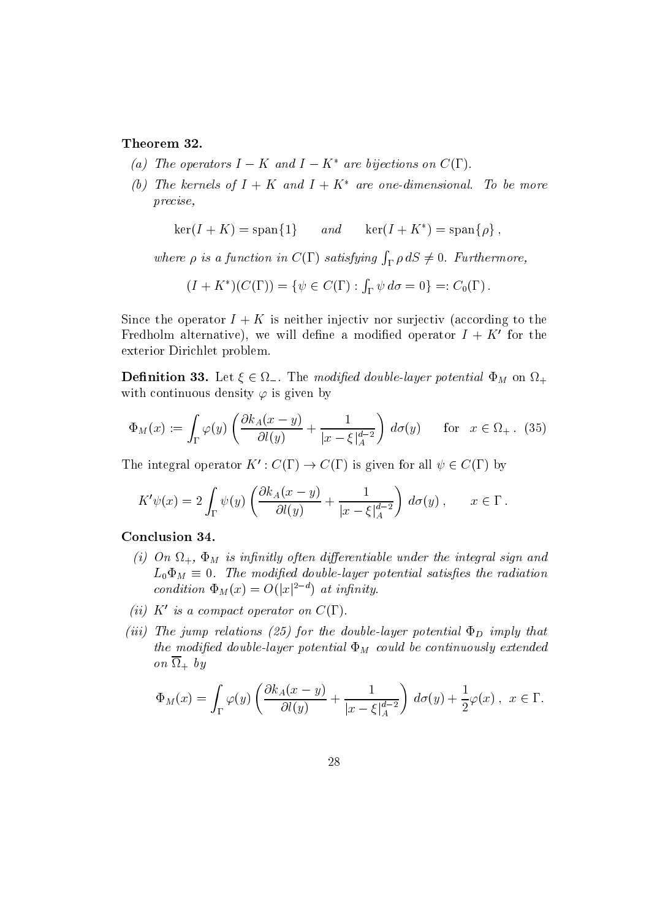**Theorem 32.**

(a) *The operators $I - K$ and $I - K^*$ are bijections on $C(\Gamma)$.*

(b) *The kernels of $I + K$ and $I + K^*$ are one-dimensional. To be more precise,*

$$\ker(I + K) = \operatorname{span}\{1\} \qquad \textit{and} \qquad \ker(I + K^*) = \operatorname{span}\{\rho\}\,,$$

*where $\rho$ is a function in $C(\Gamma)$ satisfying $\int_\Gamma \rho \, dS \neq 0$. Furthermore,*

$$(I + K^*)(C(\Gamma)) = \{\psi \in C(\Gamma) : \textstyle\int_\Gamma \psi \, d\sigma = 0\} =: C_0(\Gamma)\,.$$

Since the operator $I + K$ is neither injectiv nor surjectiv (according to the Fredholm alternative), we will define a modified operator $I + K'$ for the exterior Dirichlet problem.

**Definition 33.** Let $\xi \in \Omega_-$. The *modified double-layer potential* $\Phi_M$ on $\Omega_+$ with continuous density $\varphi$ is given by

$$\Phi_M(x) := \int_\Gamma \varphi(y) \left( \frac{\partial k_A(x-y)}{\partial l(y)} + \frac{1}{|x - \xi|_A^{d-2}} \right) \, d\sigma(y) \qquad \text{for} \quad x \in \Omega_+\,. \tag{35}$$

The integral operator $K' : C(\Gamma) \to C(\Gamma)$ is given for all $\psi \in C(\Gamma)$ by

$$K'\psi(x) = 2 \int_\Gamma \psi(y) \left( \frac{\partial k_A(x-y)}{\partial l(y)} + \frac{1}{|x - \xi|_A^{d-2}} \right) \, d\sigma(y)\,, \qquad x \in \Gamma\,.$$

**Conclusion 34.**

(i) *On $\Omega_+$, $\Phi_M$ is infinitly often differentiable under the integral sign and $L_0 \Phi_M \equiv 0$. The modified double-layer potential satisfies the radiation condition $\Phi_M(x) = O(|x|^{2-d})$ at infinity.*

(ii) *$K'$ is a compact operator on $C(\Gamma)$.*

(iii) *The jump relations (25) for the double-layer potential $\Phi_D$ imply that the modified double-layer potential $\Phi_M$ could be continuously extended on $\overline{\Omega}_+$ by*

$$\Phi_M(x) = \int_\Gamma \varphi(y) \left( \frac{\partial k_A(x-y)}{\partial l(y)} + \frac{1}{|x - \xi|_A^{d-2}} \right) \, d\sigma(y) + \frac{1}{2}\varphi(x)\,, \; x \in \Gamma.$$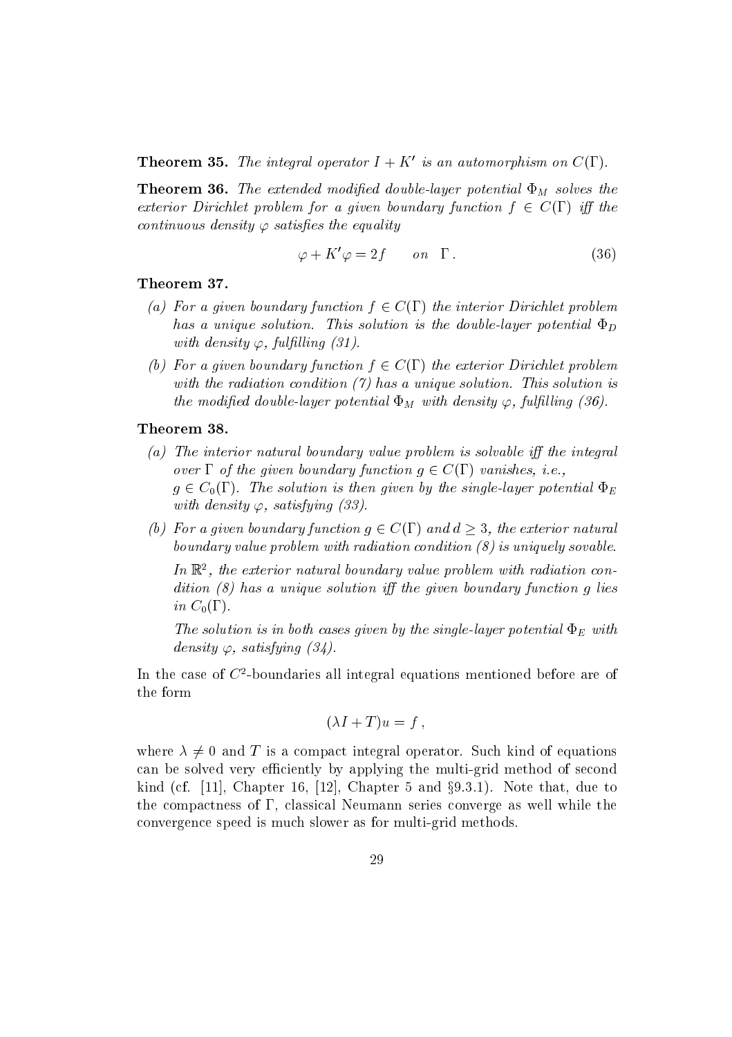**Theorem 35.** *The integral operator $I + K'$ is an automorphism on $C(\Gamma)$.*

**Theorem 36.** *The extended modified double-layer potential $\Phi_M$ solves the exterior Dirichlet problem for a given boundary function $f \in C(\Gamma)$ iff the continuous density $\varphi$ satisfies the equality*

$$\varphi + K'\varphi = 2f \qquad on \quad \Gamma\,. \tag{36}$$

**Theorem 37.**

*(a) For a given boundary function $f \in C(\Gamma)$ the interior Dirichlet problem has a unique solution. This solution is the double-layer potential $\Phi_D$ with density $\varphi$, fulfilling (31).*

*(b) For a given boundary function $f \in C(\Gamma)$ the exterior Dirichlet problem with the radiation condition (7) has a unique solution. This solution is the modified double-layer potential $\Phi_M$ with density $\varphi$, fulfilling (36).*

**Theorem 38.**

*(a) The interior natural boundary value problem is solvable iff the integral over $\Gamma$ of the given boundary function $g \in C(\Gamma)$ vanishes, i.e., $g \in C_0(\Gamma)$. The solution is then given by the single-layer potential $\Phi_E$ with density $\varphi$, satisfying (33).*

*(b) For a given boundary function $g \in C(\Gamma)$ and $d \geq 3$, the exterior natural boundary value problem with radiation condition (8) is uniquely sovable.*

*In $\mathbb{R}^2$, the exterior natural boundary value problem with radiation condition (8) has a unique solution iff the given boundary function $g$ lies in $C_0(\Gamma)$.*

*The solution is in both cases given by the single-layer potential $\Phi_E$ with density $\varphi$, satisfying (34).*

In the case of $C^2$-boundaries all integral equations mentioned before are of the form

$$(\lambda I + T)u = f\,,$$

where $\lambda \neq 0$ and $T$ is a compact integral operator. Such kind of equations can be solved very efficiently by applying the multi-grid method of second kind (cf. [11], Chapter 16, [12], Chapter 5 and §9.3.1). Note that, due to the compactness of $\Gamma$, classical Neumann series converge as well while the convergence speed is much slower as for multi-grid methods.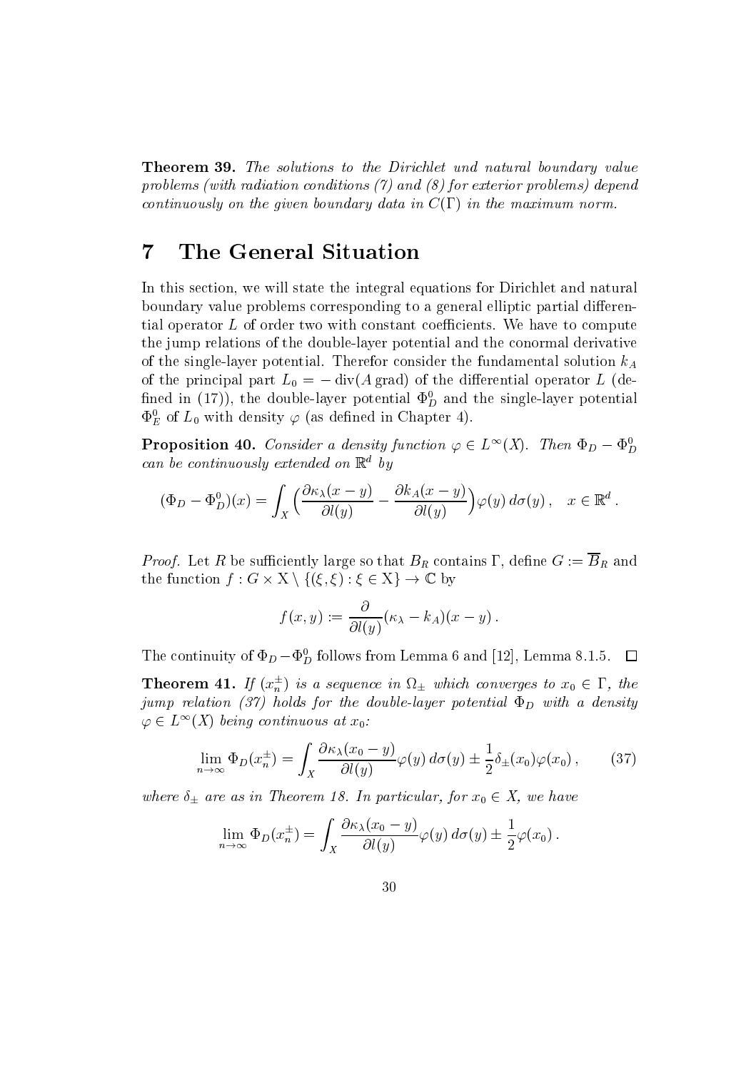**Theorem 39.** *The solutions to the Dirichlet und natural boundary value problems (with radiation conditions (7) and (8) for exterior problems) depend continuously on the given boundary data in $C(\Gamma)$ in the maximum norm.*

# 7 The General Situation

In this section, we will state the integral equations for Dirichlet and natural boundary value problems corresponding to a general elliptic partial differential operator $L$ of order two with constant coefficients. We have to compute the jump relations of the double-layer potential and the conormal derivative of the single-layer potential. Therefor consider the fundamental solution $k_A$ of the principal part $L_0 = -\operatorname{div}(A \operatorname{grad})$ of the differential operator $L$ (defined in (17)), the double-layer potential $\Phi_D^0$ and the single-layer potential $\Phi_E^0$ of $L_0$ with density $\varphi$ (as defined in Chapter 4).

**Proposition 40.** *Consider a density function $\varphi \in L^\infty(X)$. Then $\Phi_D - \Phi_D^0$ can be continuously extended on $\mathbb{R}^d$ by*

$$(\Phi_D - \Phi_D^0)(x) = \int_X \Big( \frac{\partial \kappa_\lambda(x-y)}{\partial l(y)} - \frac{\partial k_A(x-y)}{\partial l(y)} \Big) \varphi(y)\, d\sigma(y)\,, \quad x \in \mathbb{R}^d\,.$$

*Proof.* Let $R$ be sufficiently large so that $B_R$ contains $\Gamma$, define $G := \overline{B}_R$ and the function $f : G \times \mathrm{X} \setminus \{(\xi, \xi) : \xi \in \mathrm{X}\} \to \mathbb{C}$ by

$$f(x,y) := \frac{\partial}{\partial l(y)} (\kappa_\lambda - k_A)(x-y)\,.$$

The continuity of $\Phi_D - \Phi_D^0$ follows from Lemma 6 and [12], Lemma 8.1.5. $\square$

**Theorem 41.** *If $(x_n^\pm)$ is a sequence in $\Omega_\pm$ which converges to $x_0 \in \Gamma$, the jump relation (37) holds for the double-layer potential $\Phi_D$ with a density $\varphi \in L^\infty(X)$ being continuous at $x_0$:*

$$\lim_{n\to\infty} \Phi_D(x_n^\pm) = \int_X \frac{\partial \kappa_\lambda(x_0 - y)}{\partial l(y)} \varphi(y)\, d\sigma(y) \pm \frac{1}{2} \delta_\pm(x_0) \varphi(x_0)\,, \qquad (37)$$

*where $\delta_\pm$ are as in Theorem 18. In particular, for $x_0 \in X$, we have*

$$\lim_{n\to\infty} \Phi_D(x_n^\pm) = \int_X \frac{\partial \kappa_\lambda(x_0 - y)}{\partial l(y)} \varphi(y)\, d\sigma(y) \pm \frac{1}{2} \varphi(x_0)\,.$$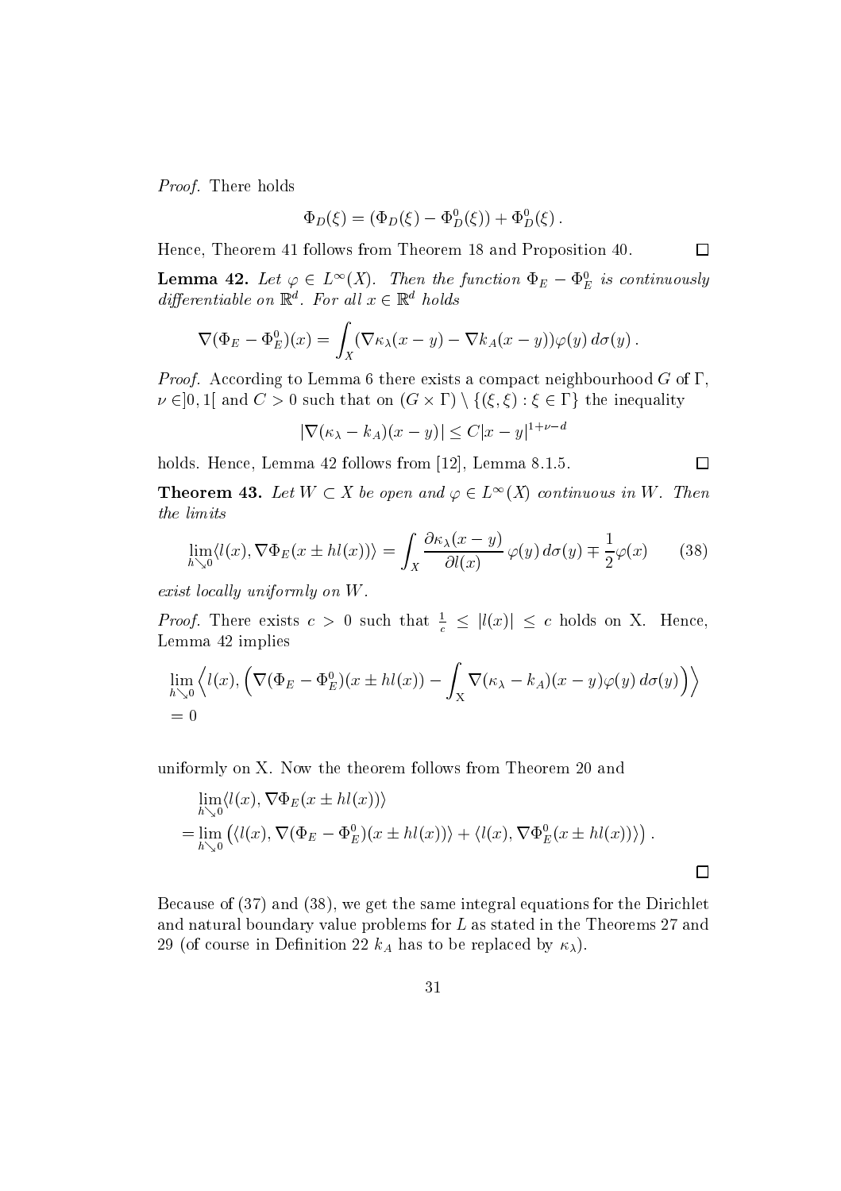*Proof.* There holds

$$\Phi_D(\xi) = (\Phi_D(\xi) - \Phi_D^0(\xi)) + \Phi_D^0(\xi)\,.$$

Hence, Theorem 41 follows from Theorem 18 and Proposition 40. $\square$

**Lemma 42.** *Let $\varphi \in L^\infty(X)$. Then the function $\Phi_E - \Phi_E^0$ is continuously differentiable on $\mathbb{R}^d$. For all $x \in \mathbb{R}^d$ holds*

$$\nabla(\Phi_E - \Phi_E^0)(x) = \int_X (\nabla \kappa_\lambda(x-y) - \nabla k_A(x-y))\varphi(y)\, d\sigma(y)\,.$$

*Proof.* According to Lemma 6 there exists a compact neighbourhood $G$ of $\Gamma$, $\nu \in ]0,1[$ and $C > 0$ such that on $(G \times \Gamma) \setminus \{(\xi,\xi) : \xi \in \Gamma\}$ the inequality

$$|\nabla(\kappa_\lambda - k_A)(x-y)| \leq C|x-y|^{1+\nu-d}$$

holds. Hence, Lemma 42 follows from [12], Lemma 8.1.5. $\square$

**Theorem 43.** *Let $W \subset X$ be open and $\varphi \in L^\infty(X)$ continuous in $W$. Then the limits*

$$\lim_{h \searrow 0} \langle l(x), \nabla \Phi_E(x \pm hl(x))\rangle = \int_X \frac{\partial \kappa_\lambda(x-y)}{\partial l(x)}\, \varphi(y)\, d\sigma(y) \mp \frac{1}{2}\varphi(x) \qquad (38)$$

*exist locally uniformly on $W$.*

*Proof.* There exists $c > 0$ such that $\frac{1}{c} \leq |l(x)| \leq c$ holds on X. Hence, Lemma 42 implies

$$\lim_{h \searrow 0} \Big\langle l(x), \Big(\nabla(\Phi_E - \Phi_E^0)(x \pm hl(x)) - \int_{\mathrm{X}} \nabla(\kappa_\lambda - k_A)(x-y)\varphi(y)\, d\sigma(y)\Big)\Big\rangle$$
$$= 0$$

uniformly on X. Now the theorem follows from Theorem 20 and

$$\begin{aligned}
&\lim_{h \searrow 0} \langle l(x), \nabla \Phi_E(x \pm hl(x))\rangle \\
&= \lim_{h \searrow 0} \left(\langle l(x), \nabla(\Phi_E - \Phi_E^0)(x \pm hl(x))\rangle + \langle l(x), \nabla \Phi_E^0(x \pm hl(x))\rangle\right).
\end{aligned}$$

$\square$

Because of (37) and (38), we get the same integral equations for the Dirichlet and natural boundary value problems for $L$ as stated in the Theorems 27 and 29 (of course in Definition 22 $k_A$ has to be replaced by $\kappa_\lambda$).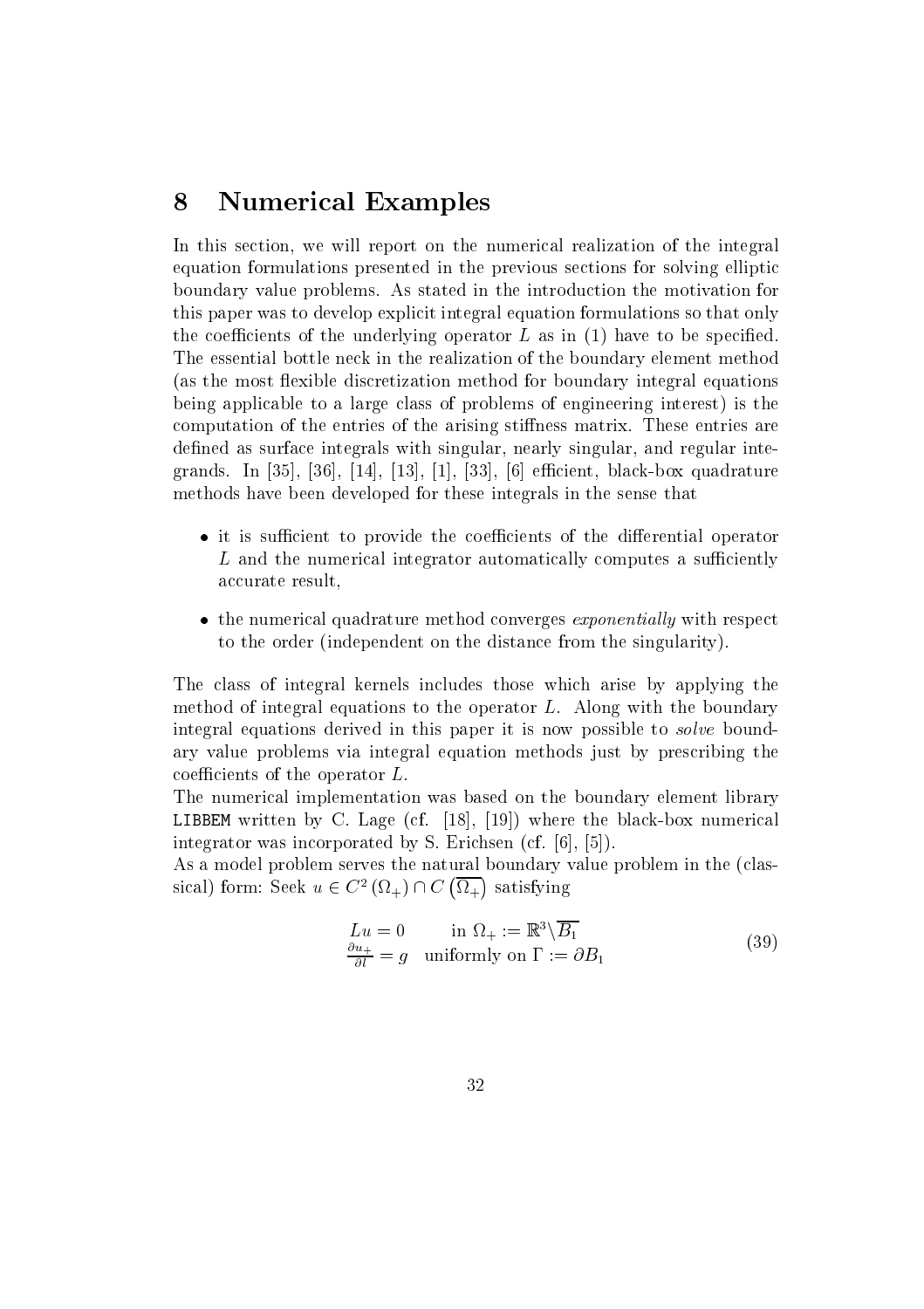# 8 Numerical Examples

In this section, we will report on the numerical realization of the integral equation formulations presented in the previous sections for solving elliptic boundary value problems. As stated in the introduction the motivation for this paper was to develop explicit integral equation formulations so that only the coefficients of the underlying operator $L$ as in (1) have to be specified. The essential bottle neck in the realization of the boundary element method (as the most flexible discretization method for boundary integral equations being applicable to a large class of problems of engineering interest) is the computation of the entries of the arising stiffness matrix. These entries are defined as surface integrals with singular, nearly singular, and regular integrands. In [35], [36], [14], [13], [1], [33], [6] efficient, black-box quadrature methods have been developed for these integrals in the sense that

- it is sufficient to provide the coefficients of the differential operator $L$ and the numerical integrator automatically computes a sufficiently accurate result,
- the numerical quadrature method converges *exponentially* with respect to the order (independent on the distance from the singularity).

The class of integral kernels includes those which arise by applying the method of integral equations to the operator $L$. Along with the boundary integral equations derived in this paper it is now possible to *solve* boundary value problems via integral equation methods just by prescribing the coefficients of the operator $L$.

The numerical implementation was based on the boundary element library `LIBBEM` written by C. Lage (cf. [18], [19]) where the black-box numerical integrator was incorporated by S. Erichsen (cf. [6], [5]).

As a model problem serves the natural boundary value problem in the (classical) form: Seek $u \in C^2(\Omega_+) \cap C\left(\overline{\Omega_+}\right)$ satisfying

$$
\begin{array}{ll}
Lu = 0 & \text{in } \Omega_+ := \mathbb{R}^3 \backslash \overline{B_1} \\
\frac{\partial u_+}{\partial l} = g & \text{uniformly on } \Gamma := \partial B_1
\end{array}
\tag{39}
$$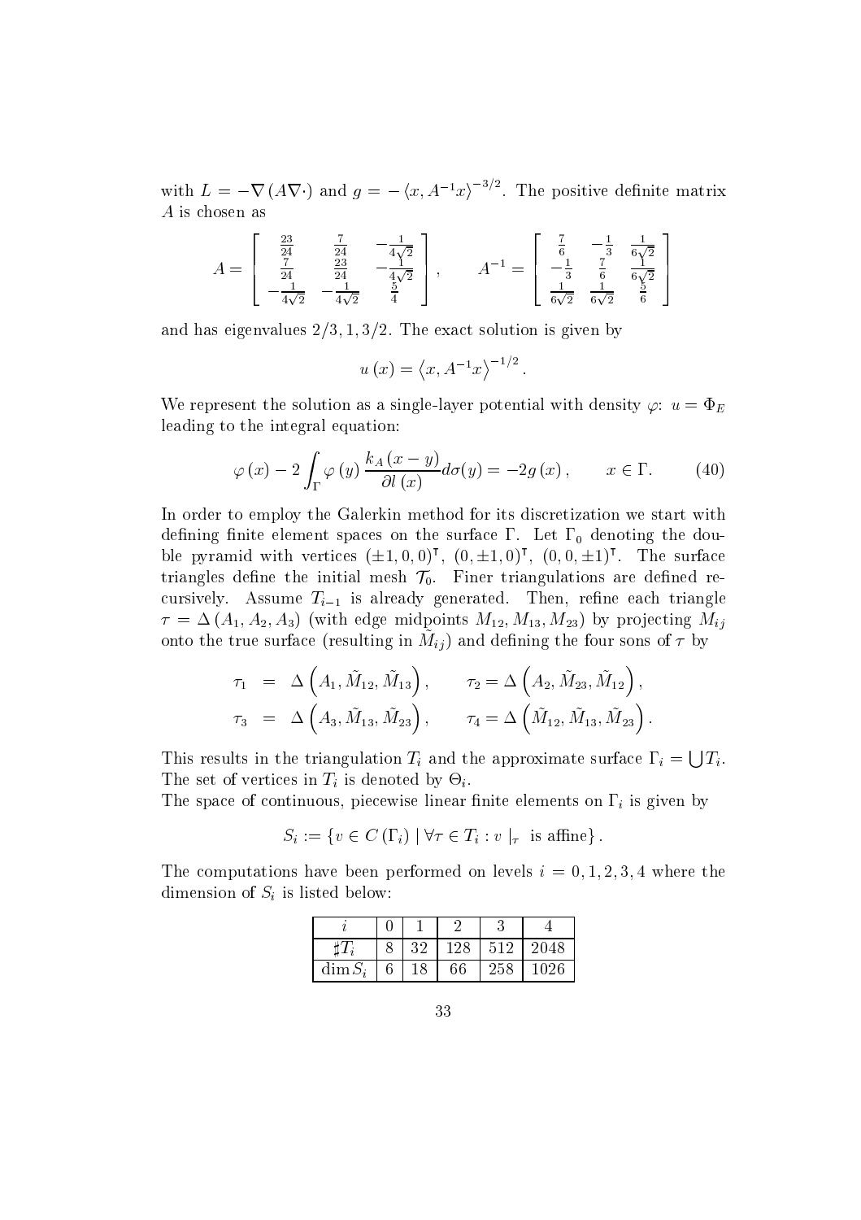with $L = -\nabla(A\nabla\cdot)$ and $g = -\langle x, A^{-1}x\rangle^{-3/2}$. The positive definite matrix $A$ is chosen as

$$A = \begin{bmatrix} \frac{23}{24} & \frac{7}{24} & -\frac{1}{4\sqrt{2}} \\ \frac{7}{24} & \frac{23}{24} & -\frac{1}{4\sqrt{2}} \\ -\frac{1}{4\sqrt{2}} & -\frac{1}{4\sqrt{2}} & \frac{5}{4} \end{bmatrix}, \qquad A^{-1} = \begin{bmatrix} \frac{7}{6} & -\frac{1}{3} & \frac{1}{6\sqrt{2}} \\ -\frac{1}{3} & \frac{7}{6} & \frac{1}{6\sqrt{2}} \\ \frac{1}{6\sqrt{2}} & \frac{1}{6\sqrt{2}} & \frac{5}{6} \end{bmatrix}$$

and has eigenvalues $2/3, 1, 3/2$. The exact solution is given by

$$u(x) = \langle x, A^{-1}x\rangle^{-1/2}.$$

We represent the solution as a single-layer potential with density $\varphi$: $u = \Phi_E$ leading to the integral equation:

$$\varphi(x) - 2\int_{\Gamma} \varphi(y) \frac{k_A(x-y)}{\partial l(x)} d\sigma(y) = -2g(x), \qquad x \in \Gamma. \tag{40}$$

In order to employ the Galerkin method for its discretization we start with defining finite element spaces on the surface $\Gamma$. Let $\Gamma_0$ denoting the double pyramid with vertices $(\pm 1, 0, 0)^{\intercal}$, $(0, \pm 1, 0)^{\intercal}$, $(0, 0, \pm 1)^{\intercal}$. The surface triangles define the initial mesh $\mathcal{T}_0$. Finer triangulations are defined recursively. Assume $T_{i-1}$ is already generated. Then, refine each triangle $\tau = \Delta(A_1, A_2, A_3)$ (with edge midpoints $M_{12}, M_{13}, M_{23}$) by projecting $M_{ij}$ onto the true surface (resulting in $\tilde{M}_{ij}$) and defining the four sons of $\tau$ by

$$\begin{aligned} \tau_1 &= \Delta\left(A_1, \tilde{M}_{12}, \tilde{M}_{13}\right), \qquad \tau_2 = \Delta\left(A_2, \tilde{M}_{23}, \tilde{M}_{12}\right), \\ \tau_3 &= \Delta\left(A_3, \tilde{M}_{13}, \tilde{M}_{23}\right), \qquad \tau_4 = \Delta\left(\tilde{M}_{12}, \tilde{M}_{13}, \tilde{M}_{23}\right). \end{aligned}$$

This results in the triangulation $T_i$ and the approximate surface $\Gamma_i = \bigcup T_i$. The set of vertices in $T_i$ is denoted by $\Theta_i$.

The space of continuous, piecewise linear finite elements on $\Gamma_i$ is given by

$$S_i := \{v \in C(\Gamma_i) \mid \forall \tau \in T_i : v\mid_{\tau} \text{ is affine}\}.$$

The computations have been performed on levels $i = 0, 1, 2, 3, 4$ where the dimension of $S_i$ is listed below:

| $i$ | 0 | 1 | 2 | 3 | 4 |
|---|---|---|---|---|---|
| $\sharp T_i$ | 8 | 32 | 128 | 512 | 2048 |
| $\dim S_i$ | 6 | 18 | 66 | 258 | 1026 |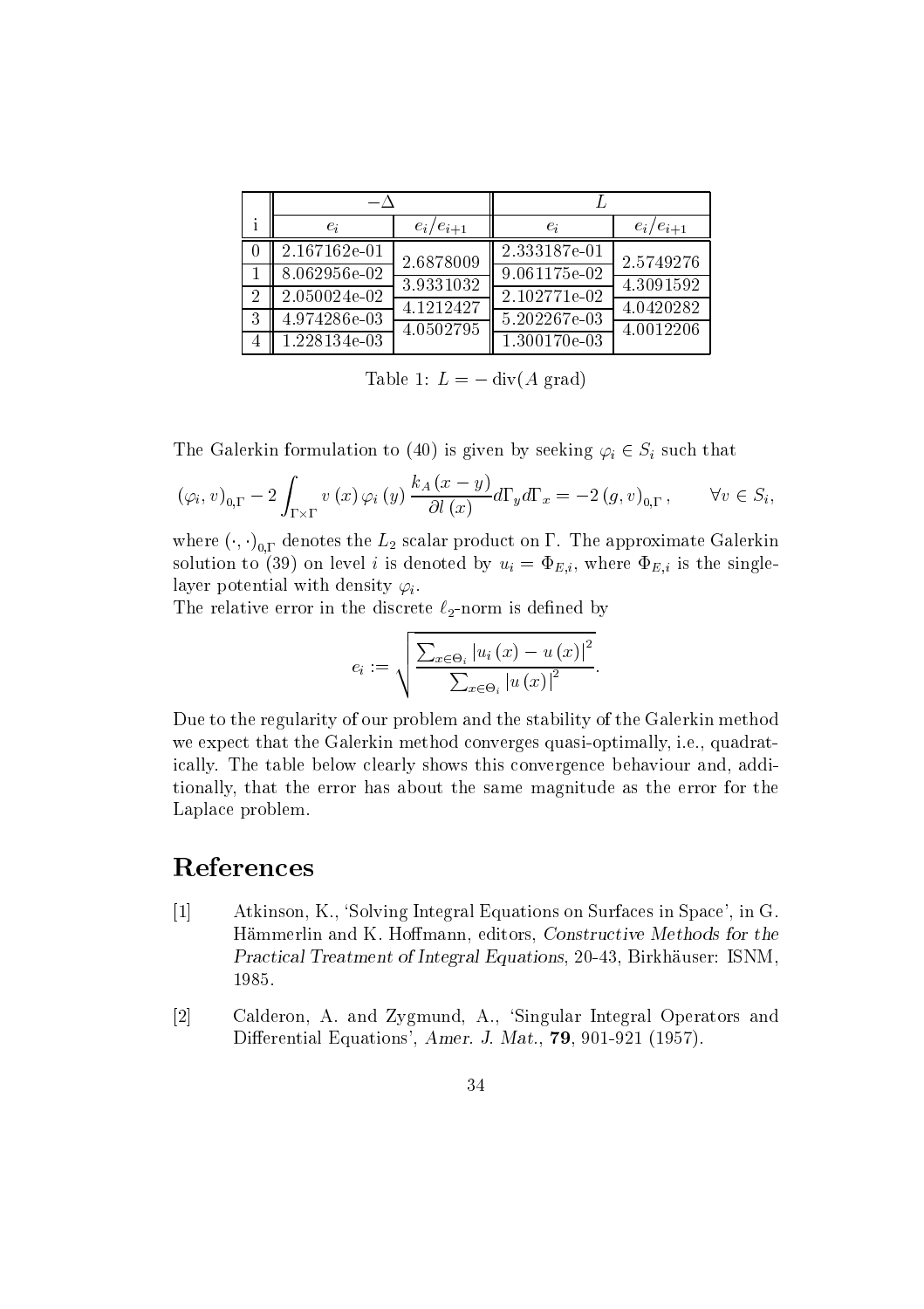| i | $-\Delta$ | | $L$ | |
|---|---|---|---|---|
| | $e_i$ | $e_i/e_{i+1}$ | $e_i$ | $e_i/e_{i+1}$ |
| 0 | 2.167162e-01 | 2.6878009 | 2.333187e-01 | 2.5749276 |
| 1 | 8.062956e-02 | 3.9331032 | 9.061175e-02 | 4.3091592 |
| 2 | 2.050024e-02 | 4.1212427 | 2.102771e-02 | 4.0420282 |
| 3 | 4.974286e-03 | 4.0502795 | 5.202267e-03 | 4.0012206 |
| 4 | 1.228134e-03 | | 1.300170e-03 | |

Table 1: $L = -\operatorname{div}(A \operatorname{grad})$

The Galerkin formulation to (40) is given by seeking $\varphi_i \in S_i$ such that

$$(\varphi_i, v)_{0,\Gamma} - 2 \int_{\Gamma \times \Gamma} v(x)\, \varphi_i(y)\, \frac{k_A(x-y)}{\partial l(x)} d\Gamma_y d\Gamma_x = -2\,(g, v)_{0,\Gamma}, \qquad \forall v \in S_i,$$

where $(\cdot,\cdot)_{0,\Gamma}$ denotes the $L_2$ scalar product on $\Gamma$. The approximate Galerkin solution to (39) on level $i$ is denoted by $u_i = \Phi_{E,i}$, where $\Phi_{E,i}$ is the single-layer potential with density $\varphi_i$.
The relative error in the discrete $\ell_2$-norm is defined by

$$e_i := \sqrt{\frac{\sum_{x \in \Theta_i} |u_i(x) - u(x)|^2}{\sum_{x \in \Theta_i} |u(x)|^2}}.$$

Due to the regularity of our problem and the stability of the Galerkin method we expect that the Galerkin method converges quasi-optimally, i.e., quadratically. The table below clearly shows this convergence behaviour and, additionally, that the error has about the same magnitude as the error for the Laplace problem.

# References

[1] Atkinson, K., 'Solving Integral Equations on Surfaces in Space', in G. Hämmerlin and K. Hoffmann, editors, *Constructive Methods for the Practical Treatment of Integral Equations*, 20-43, Birkhäuser: ISNM, 1985.

[2] Calderon, A. and Zygmund, A., 'Singular Integral Operators and Differential Equations', *Amer. J. Mat.*, **79**, 901-921 (1957).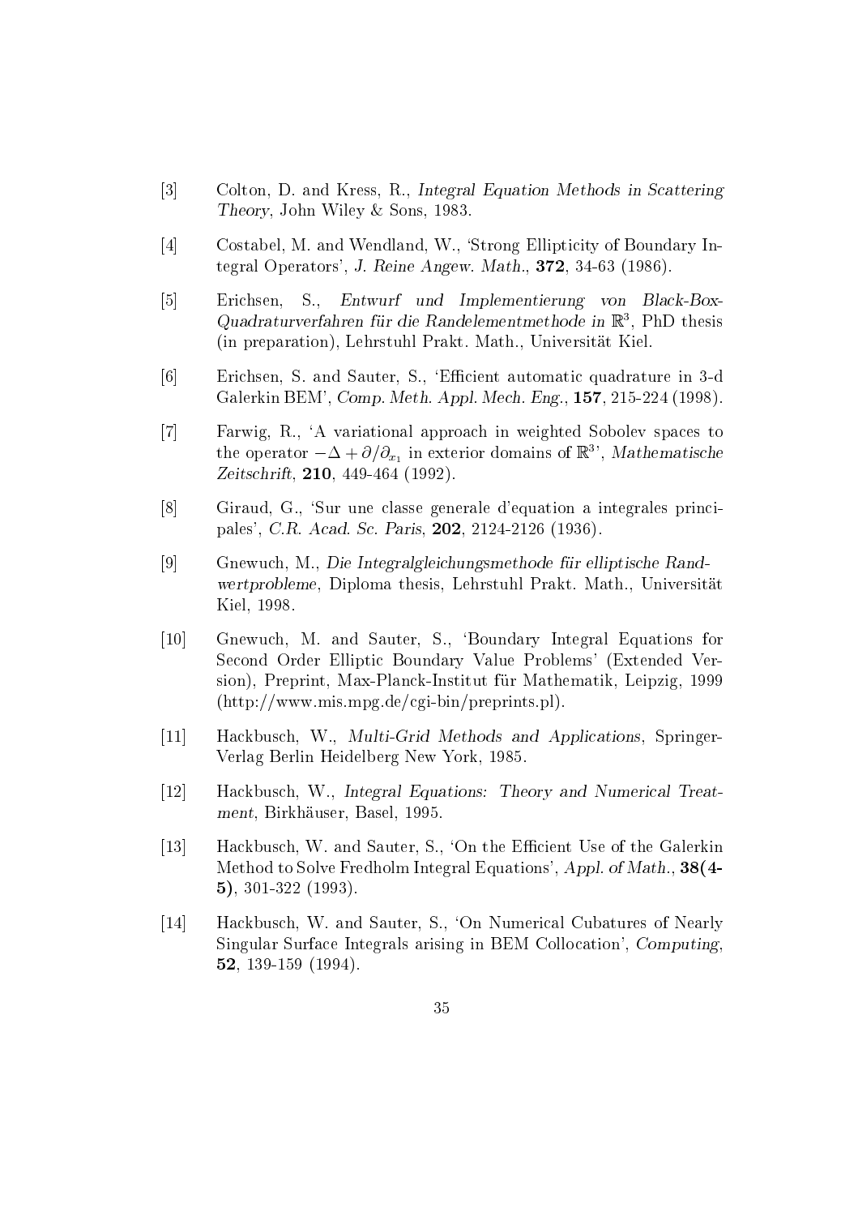[3] Colton, D. and Kress, R., *Integral Equation Methods in Scattering Theory*, John Wiley & Sons, 1983.

[4] Costabel, M. and Wendland, W., 'Strong Ellipticity of Boundary Integral Operators', *J. Reine Angew. Math.*, **372**, 34-63 (1986).

[5] Erichsen, S., *Entwurf und Implementierung von Black-Box-Quadraturverfahren für die Randelementmethode in* $\mathbb{R}^3$, PhD thesis (in preparation), Lehrstuhl Prakt. Math., Universität Kiel.

[6] Erichsen, S. and Sauter, S., 'Efficient automatic quadrature in 3-d Galerkin BEM', *Comp. Meth. Appl. Mech. Eng.*, **157**, 215-224 (1998).

[7] Farwig, R., 'A variational approach in weighted Sobolev spaces to the operator $-\Delta + \partial/\partial_{x_1}$ in exterior domains of $\mathbb{R}^3$', *Mathematische Zeitschrift*, **210**, 449-464 (1992).

[8] Giraud, G., 'Sur une classe generale d'equation a integrales principales', *C.R. Acad. Sc. Paris*, **202**, 2124-2126 (1936).

[9] Gnewuch, M., *Die Integralgleichungsmethode für elliptische Randwertprobleme*, Diploma thesis, Lehrstuhl Prakt. Math., Universität Kiel, 1998.

[10] Gnewuch, M. and Sauter, S., 'Boundary Integral Equations for Second Order Elliptic Boundary Value Problems' (Extended Version), Preprint, Max-Planck-Institut für Mathematik, Leipzig, 1999 (http://www.mis.mpg.de/cgi-bin/preprints.pl).

[11] Hackbusch, W., *Multi-Grid Methods and Applications*, Springer-Verlag Berlin Heidelberg New York, 1985.

[12] Hackbusch, W., *Integral Equations: Theory and Numerical Treatment*, Birkhäuser, Basel, 1995.

[13] Hackbusch, W. and Sauter, S., 'On the Efficient Use of the Galerkin Method to Solve Fredholm Integral Equations', *Appl. of Math.*, **38(4-5)**, 301-322 (1993).

[14] Hackbusch, W. and Sauter, S., 'On Numerical Cubatures of Nearly Singular Surface Integrals arising in BEM Collocation', *Computing*, **52**, 139-159 (1994).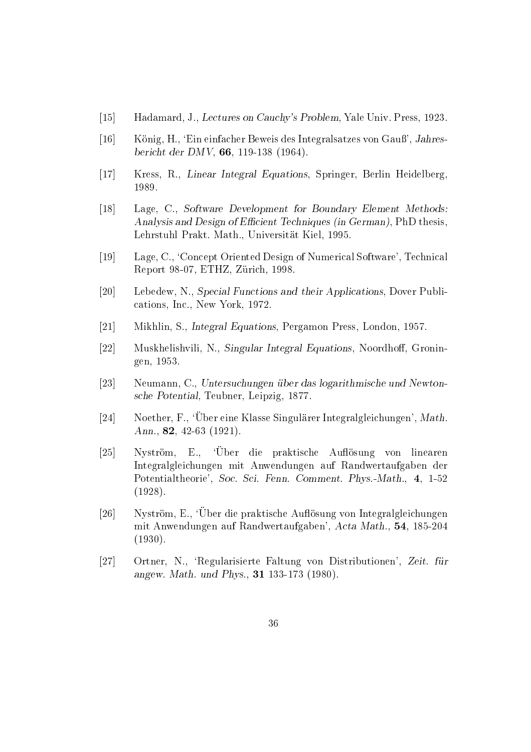[15] Hadamard, J., *Lectures on Cauchy's Problem*, Yale Univ. Press, 1923.

[16] König, H., 'Ein einfacher Beweis des Integralsatzes von Gauß', *Jahresbericht der DMV*, **66**, 119-138 (1964).

[17] Kress, R., *Linear Integral Equations*, Springer, Berlin Heidelberg, 1989.

[18] Lage, C., *Software Development for Boundary Element Methods: Analysis and Design of Efficient Techniques (in German)*, PhD thesis, Lehrstuhl Prakt. Math., Universität Kiel, 1995.

[19] Lage, C., 'Concept Oriented Design of Numerical Software', Technical Report 98-07, ETHZ, Zürich, 1998.

[20] Lebedew, N., *Special Functions and their Applications*, Dover Publications, Inc., New York, 1972.

[21] Mikhlin, S., *Integral Equations*, Pergamon Press, London, 1957.

[22] Muskhelishvili, N., *Singular Integral Equations*, Noordhoff, Groningen, 1953.

[23] Neumann, C., *Untersuchungen über das logarithmische und Newtonsche Potential*, Teubner, Leipzig, 1877.

[24] Noether, F., 'Über eine Klasse Singulärer Integralgleichungen', *Math. Ann.*, **82**, 42-63 (1921).

[25] Nyström, E., 'Über die praktische Auflösung von linearen Integralgleichungen mit Anwendungen auf Randwertaufgaben der Potentialtheorie', *Soc. Sci. Fenn. Comment. Phys.-Math.*, **4**, 1-52 (1928).

[26] Nyström, E., 'Über die praktische Auflösung von Integralgleichungen mit Anwendungen auf Randwertaufgaben', *Acta Math.*, **54**, 185-204 (1930).

[27] Ortner, N., 'Regularisierte Faltung von Distributionen', *Zeit. für angew. Math. und Phys.*, **31** 133-173 (1980).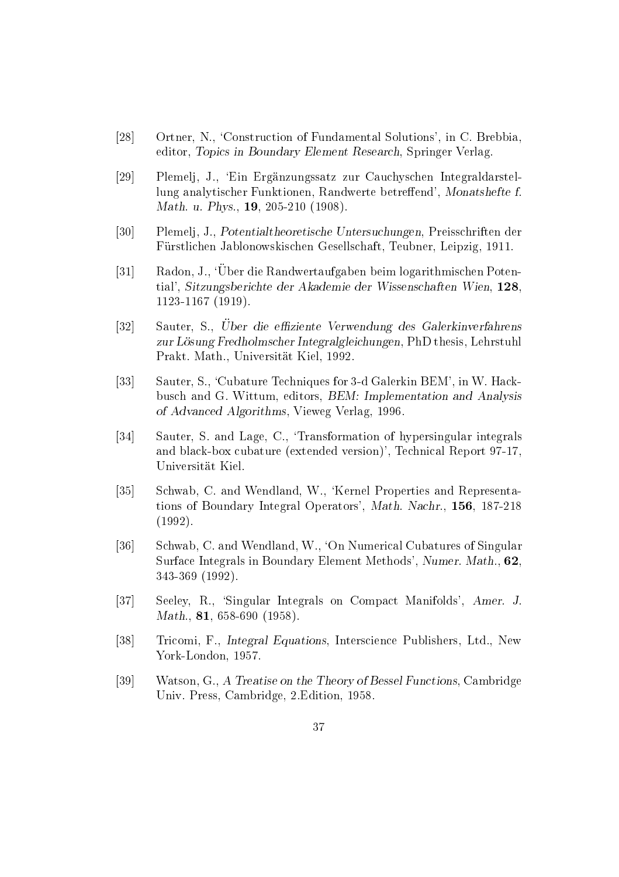[28] Ortner, N., 'Construction of Fundamental Solutions', in C. Brebbia, editor, *Topics in Boundary Element Research*, Springer Verlag.

[29] Plemelj, J., 'Ein Ergänzungssatz zur Cauchyschen Integraldarstellung analytischer Funktionen, Randwerte betreffend', *Monatshefte f. Math. u. Phys.*, **19**, 205-210 (1908).

[30] Plemelj, J., *Potentialtheoretische Untersuchungen*, Preisschriften der Fürstlichen Jablonowskischen Gesellschaft, Teubner, Leipzig, 1911.

[31] Radon, J., 'Über die Randwertaufgaben beim logarithmischen Potential', *Sitzungsberichte der Akademie der Wissenschaften Wien*, **128**, 1123-1167 (1919).

[32] Sauter, S., *Über die effiziente Verwendung des Galerkinverfahrens zur Lösung Fredholmscher Integralgleichungen*, PhD thesis, Lehrstuhl Prakt. Math., Universität Kiel, 1992.

[33] Sauter, S., 'Cubature Techniques for 3-d Galerkin BEM', in W. Hackbusch and G. Wittum, editors, *BEM: Implementation and Analysis of Advanced Algorithms*, Vieweg Verlag, 1996.

[34] Sauter, S. and Lage, C., 'Transformation of hypersingular integrals and black-box cubature (extended version)', Technical Report 97-17, Universität Kiel.

[35] Schwab, C. and Wendland, W., 'Kernel Properties and Representations of Boundary Integral Operators', *Math. Nachr.*, **156**, 187-218 (1992).

[36] Schwab, C. and Wendland, W., 'On Numerical Cubatures of Singular Surface Integrals in Boundary Element Methods', *Numer. Math.*, **62**, 343-369 (1992).

[37] Seeley, R., 'Singular Integrals on Compact Manifolds', *Amer. J. Math.*, **81**, 658-690 (1958).

[38] Tricomi, F., *Integral Equations*, Interscience Publishers, Ltd., New York-London, 1957.

[39] Watson, G., *A Treatise on the Theory of Bessel Functions*, Cambridge Univ. Press, Cambridge, 2.Edition, 1958.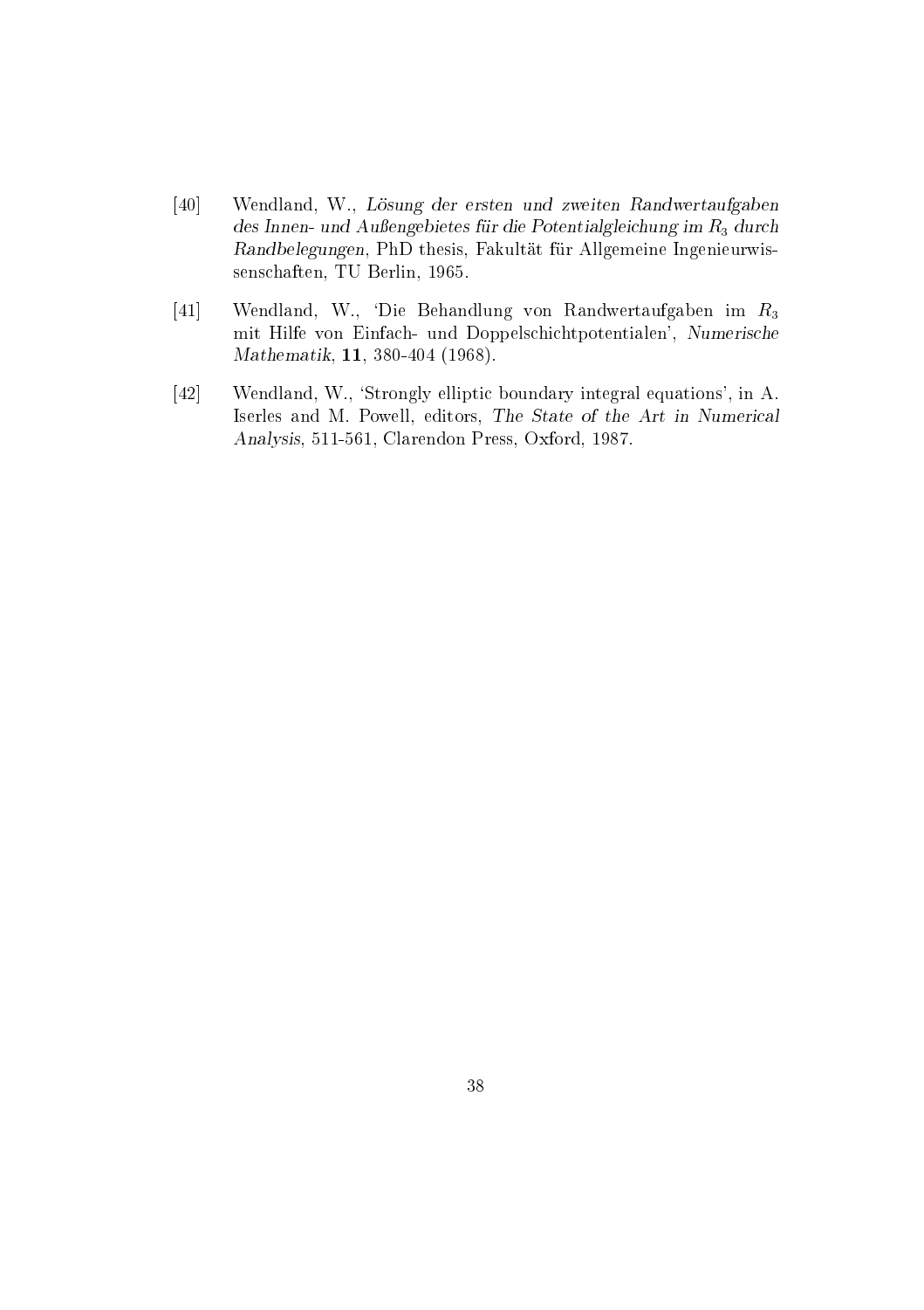[40] Wendland, W., *Lösung der ersten und zweiten Randwertaufgaben des Innen- und Außengebietes für die Potentialgleichung im $R_3$ durch Randbelegungen*, PhD thesis, Fakultät für Allgemeine Ingenieurwissenschaften, TU Berlin, 1965.

[41] Wendland, W., 'Die Behandlung von Randwertaufgaben im $R_3$ mit Hilfe von Einfach- und Doppelschichtpotentialen', *Numerische Mathematik*, **11**, 380-404 (1968).

[42] Wendland, W., 'Strongly elliptic boundary integral equations', in A. Iserles and M. Powell, editors, *The State of the Art in Numerical Analysis*, 511-561, Clarendon Press, Oxford, 1987.